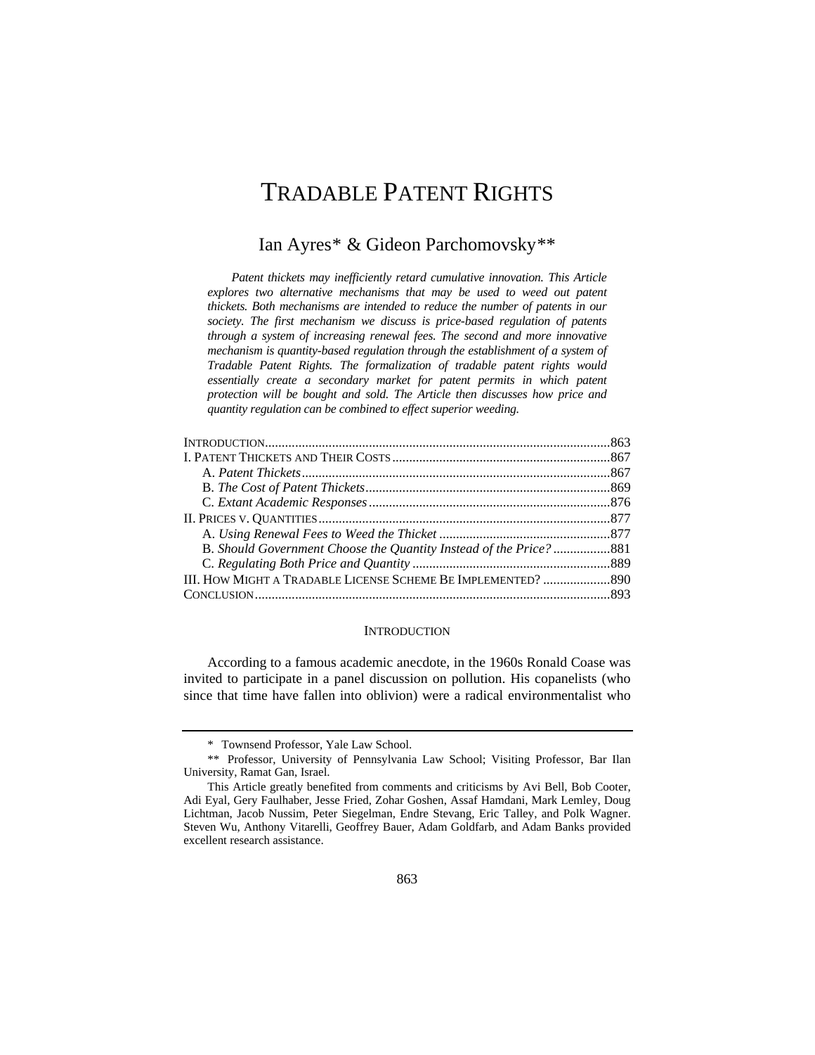# TRADABLE PATENT RIGHTS

## Ian Ayres* & Gideon Parchomovsky**

*Patent thickets may inefficiently retard cumulative innovation. This Article explores two alternative mechanisms that may be used to weed out patent thickets. Both mechanisms are intended to reduce the number of patents in our society. The first mechanism we discuss is price-based regulation of patents through a system of increasing renewal fees. The second and more innovative mechanism is quantity-based regulation through the establishment of a system of Tradable Patent Rights. The formalization of tradable patent rights would essentially create a secondary market for patent permits in which patent protection will be bought and sold. The Article then discusses how price and quantity regulation can be combined to effect superior weeding.*

| | |
|---|---|
| INTRODUCTION | 863 |
| I. PATENT THICKETS AND THEIR COSTS | 867 |
| A. *Patent Thickets* | 867 |
| B. *The Cost of Patent Thickets* | 869 |
| C. *Extant Academic Responses* | 876 |
| II. PRICES V. QUANTITIES | 877 |
| A. *Using Renewal Fees to Weed the Thicket* | 877 |
| B. *Should Government Choose the Quantity Instead of the Price?* | 881 |
| C. *Regulating Both Price and Quantity* | 889 |
| III. HOW MIGHT A TRADABLE LICENSE SCHEME BE IMPLEMENTED? | 890 |
| CONCLUSION | 893 |

### INTRODUCTION

According to a famous academic anecdote, in the 1960s Ronald Coase was invited to participate in a panel discussion on pollution. His copanelists (who since that time have fallen into oblivion) were a radical environmentalist who

---

\* Townsend Professor, Yale Law School.

\*\* Professor, University of Pennsylvania Law School; Visiting Professor, Bar Ilan University, Ramat Gan, Israel.

This Article greatly benefited from comments and criticisms by Avi Bell, Bob Cooter, Adi Eyal, Gery Faulhaber, Jesse Fried, Zohar Goshen, Assaf Hamdani, Mark Lemley, Doug Lichtman, Jacob Nussim, Peter Siegelman, Endre Stevang, Eric Talley, and Polk Wagner. Steven Wu, Anthony Vitarelli, Geoffrey Bauer, Adam Goldfarb, and Adam Banks provided excellent research assistance.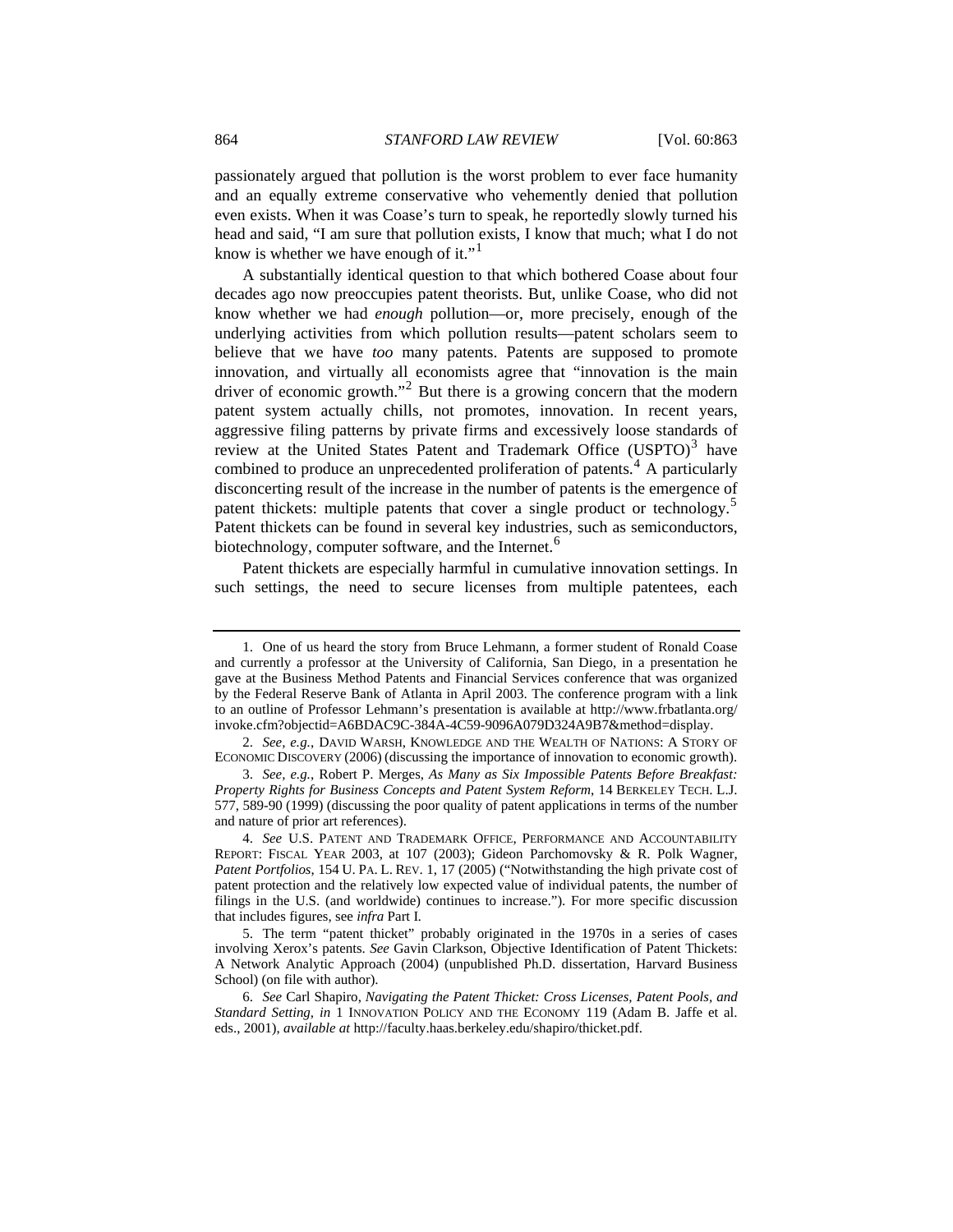passionately argued that pollution is the worst problem to ever face humanity and an equally extreme conservative who vehemently denied that pollution even exists. When it was Coase's turn to speak, he reportedly slowly turned his head and said, "I am sure that pollution exists, I know that much; what I do not know is whether we have enough of it."[1]

A substantially identical question to that which bothered Coase about four decades ago now preoccupies patent theorists. But, unlike Coase, who did not know whether we had *enough* pollution—or, more precisely, enough of the underlying activities from which pollution results—patent scholars seem to believe that we have *too* many patents. Patents are supposed to promote innovation, and virtually all economists agree that "innovation is the main driver of economic growth."[2] But there is a growing concern that the modern patent system actually chills, not promotes, innovation. In recent years, aggressive filing patterns by private firms and excessively loose standards of review at the United States Patent and Trademark Office (USPTO)[3] have combined to produce an unprecedented proliferation of patents.[4] A particularly disconcerting result of the increase in the number of patents is the emergence of patent thickets: multiple patents that cover a single product or technology.[5] Patent thickets can be found in several key industries, such as semiconductors, biotechnology, computer software, and the Internet.[6]

Patent thickets are especially harmful in cumulative innovation settings. In such settings, the need to secure licenses from multiple patentees, each

---

1. One of us heard the story from Bruce Lehmann, a former student of Ronald Coase and currently a professor at the University of California, San Diego, in a presentation he gave at the Business Method Patents and Financial Services conference that was organized by the Federal Reserve Bank of Atlanta in April 2003. The conference program with a link to an outline of Professor Lehmann's presentation is available at http://www.frbatlanta.org/invoke.cfm?objectid=A6BDAC9C-384A-4C59-9096A079D324A9B7&method=display.

2. *See, e.g.*, DAVID WARSH, KNOWLEDGE AND THE WEALTH OF NATIONS: A STORY OF ECONOMIC DISCOVERY (2006) (discussing the importance of innovation to economic growth).

3. *See, e.g.*, Robert P. Merges, *As Many as Six Impossible Patents Before Breakfast: Property Rights for Business Concepts and Patent System Reform*, 14 BERKELEY TECH. L.J. 577, 589-90 (1999) (discussing the poor quality of patent applications in terms of the number and nature of prior art references).

4. *See* U.S. PATENT AND TRADEMARK OFFICE, PERFORMANCE AND ACCOUNTABILITY REPORT: FISCAL YEAR 2003, at 107 (2003); Gideon Parchomovsky & R. Polk Wagner, *Patent Portfolios*, 154 U. PA. L. REV. 1, 17 (2005) ("Notwithstanding the high private cost of patent protection and the relatively low expected value of individual patents, the number of filings in the U.S. (and worldwide) continues to increase."). For more specific discussion that includes figures, see *infra* Part I.

5. The term "patent thicket" probably originated in the 1970s in a series of cases involving Xerox's patents. *See* Gavin Clarkson, Objective Identification of Patent Thickets: A Network Analytic Approach (2004) (unpublished Ph.D. dissertation, Harvard Business School) (on file with author).

6. *See* Carl Shapiro, *Navigating the Patent Thicket: Cross Licenses, Patent Pools, and Standard Setting*, *in* 1 INNOVATION POLICY AND THE ECONOMY 119 (Adam B. Jaffe et al. eds., 2001), *available at* http://faculty.haas.berkeley.edu/shapiro/thicket.pdf.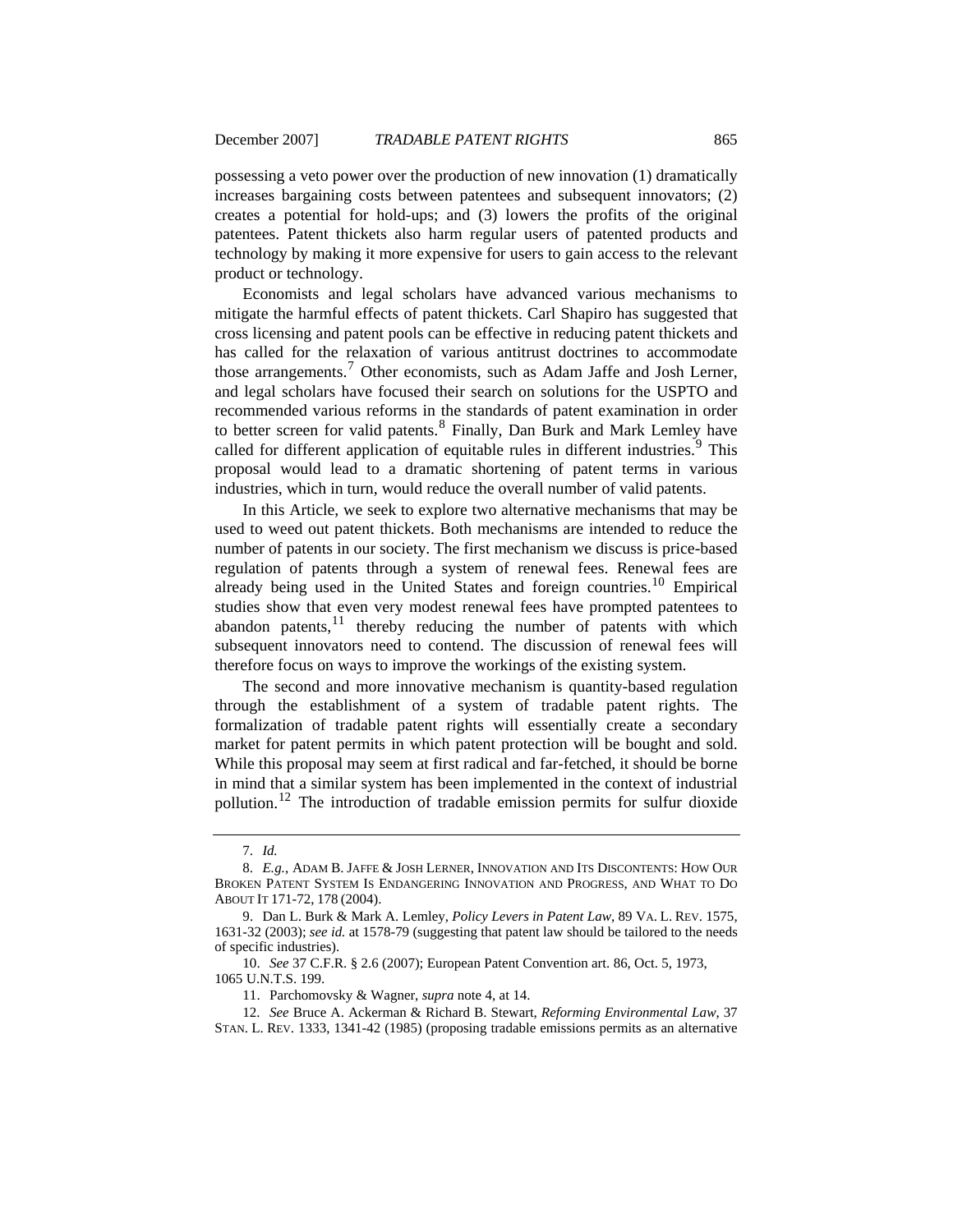possessing a veto power over the production of new innovation (1) dramatically increases bargaining costs between patentees and subsequent innovators; (2) creates a potential for hold-ups; and (3) lowers the profits of the original patentees. Patent thickets also harm regular users of patented products and technology by making it more expensive for users to gain access to the relevant product or technology.

Economists and legal scholars have advanced various mechanisms to mitigate the harmful effects of patent thickets. Carl Shapiro has suggested that cross licensing and patent pools can be effective in reducing patent thickets and has called for the relaxation of various antitrust doctrines to accommodate those arrangements.[7] Other economists, such as Adam Jaffe and Josh Lerner, and legal scholars have focused their search on solutions for the USPTO and recommended various reforms in the standards of patent examination in order to better screen for valid patents.[8] Finally, Dan Burk and Mark Lemley have called for different application of equitable rules in different industries.[9] This proposal would lead to a dramatic shortening of patent terms in various industries, which in turn, would reduce the overall number of valid patents.

In this Article, we seek to explore two alternative mechanisms that may be used to weed out patent thickets. Both mechanisms are intended to reduce the number of patents in our society. The first mechanism we discuss is price-based regulation of patents through a system of renewal fees. Renewal fees are already being used in the United States and foreign countries.[10] Empirical studies show that even very modest renewal fees have prompted patentees to abandon patents,[11] thereby reducing the number of patents with which subsequent innovators need to contend. The discussion of renewal fees will therefore focus on ways to improve the workings of the existing system.

The second and more innovative mechanism is quantity-based regulation through the establishment of a system of tradable patent rights. The formalization of tradable patent rights will essentially create a secondary market for patent permits in which patent protection will be bought and sold. While this proposal may seem at first radical and far-fetched, it should be borne in mind that a similar system has been implemented in the context of industrial pollution.[12] The introduction of tradable emission permits for sulfur dioxide

---

7. *Id.*

8. *E.g.*, ADAM B. JAFFE & JOSH LERNER, INNOVATION AND ITS DISCONTENTS: HOW OUR BROKEN PATENT SYSTEM IS ENDANGERING INNOVATION AND PROGRESS, AND WHAT TO DO ABOUT IT 171-72, 178 (2004).

9. Dan L. Burk & Mark A. Lemley, *Policy Levers in Patent Law*, 89 VA. L. REV. 1575, 1631-32 (2003); *see id.* at 1578-79 (suggesting that patent law should be tailored to the needs of specific industries).

10. *See* 37 C.F.R. § 2.6 (2007); European Patent Convention art. 86, Oct. 5, 1973, 1065 U.N.T.S. 199.

11. Parchomovsky & Wagner, *supra* note 4, at 14.

12. *See* Bruce A. Ackerman & Richard B. Stewart, *Reforming Environmental Law*, 37 STAN. L. REV. 1333, 1341-42 (1985) (proposing tradable emissions permits as an alternative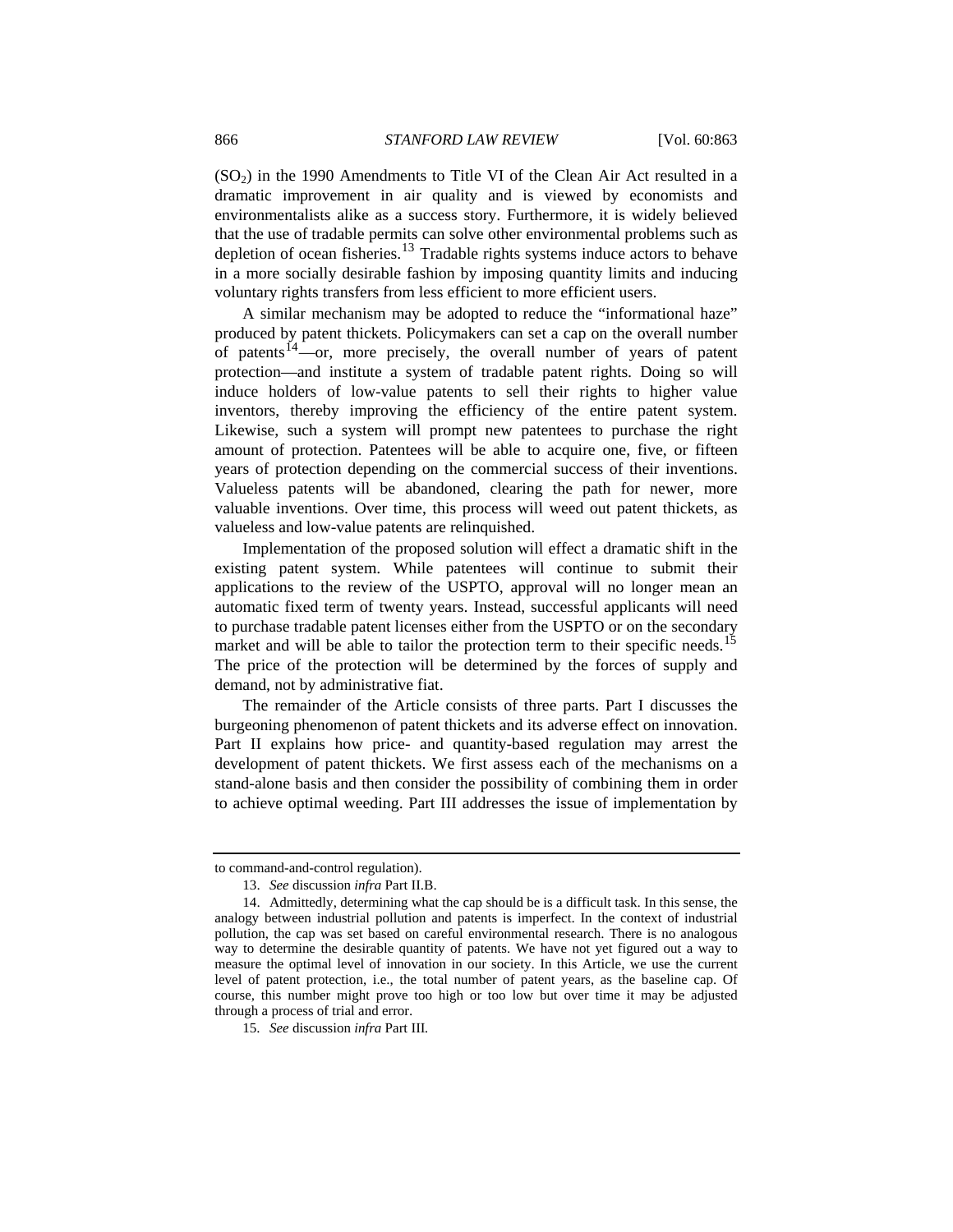($SO_2$) in the 1990 Amendments to Title VI of the Clean Air Act resulted in a dramatic improvement in air quality and is viewed by economists and environmentalists alike as a success story. Furthermore, it is widely believed that the use of tradable permits can solve other environmental problems such as depletion of ocean fisheries.[13] Tradable rights systems induce actors to behave in a more socially desirable fashion by imposing quantity limits and inducing voluntary rights transfers from less efficient to more efficient users.

A similar mechanism may be adopted to reduce the "informational haze" produced by patent thickets. Policymakers can set a cap on the overall number of patents[14]—or, more precisely, the overall number of years of patent protection—and institute a system of tradable patent rights. Doing so will induce holders of low-value patents to sell their rights to higher value inventors, thereby improving the efficiency of the entire patent system. Likewise, such a system will prompt new patentees to purchase the right amount of protection. Patentees will be able to acquire one, five, or fifteen years of protection depending on the commercial success of their inventions. Valueless patents will be abandoned, clearing the path for newer, more valuable inventions. Over time, this process will weed out patent thickets, as valueless and low-value patents are relinquished.

Implementation of the proposed solution will effect a dramatic shift in the existing patent system. While patentees will continue to submit their applications to the review of the USPTO, approval will no longer mean an automatic fixed term of twenty years. Instead, successful applicants will need to purchase tradable patent licenses either from the USPTO or on the secondary market and will be able to tailor the protection term to their specific needs.[15] The price of the protection will be determined by the forces of supply and demand, not by administrative fiat.

The remainder of the Article consists of three parts. Part I discusses the burgeoning phenomenon of patent thickets and its adverse effect on innovation. Part II explains how price- and quantity-based regulation may arrest the development of patent thickets. We first assess each of the mechanisms on a stand-alone basis and then consider the possibility of combining them in order to achieve optimal weeding. Part III addresses the issue of implementation by

---

to command-and-control regulation).

13. *See* discussion *infra* Part II.B.

14. Admittedly, determining what the cap should be is a difficult task. In this sense, the analogy between industrial pollution and patents is imperfect. In the context of industrial pollution, the cap was set based on careful environmental research. There is no analogous way to determine the desirable quantity of patents. We have not yet figured out a way to measure the optimal level of innovation in our society. In this Article, we use the current level of patent protection, i.e., the total number of patent years, as the baseline cap. Of course, this number might prove too high or too low but over time it may be adjusted through a process of trial and error.

15. *See* discussion *infra* Part III.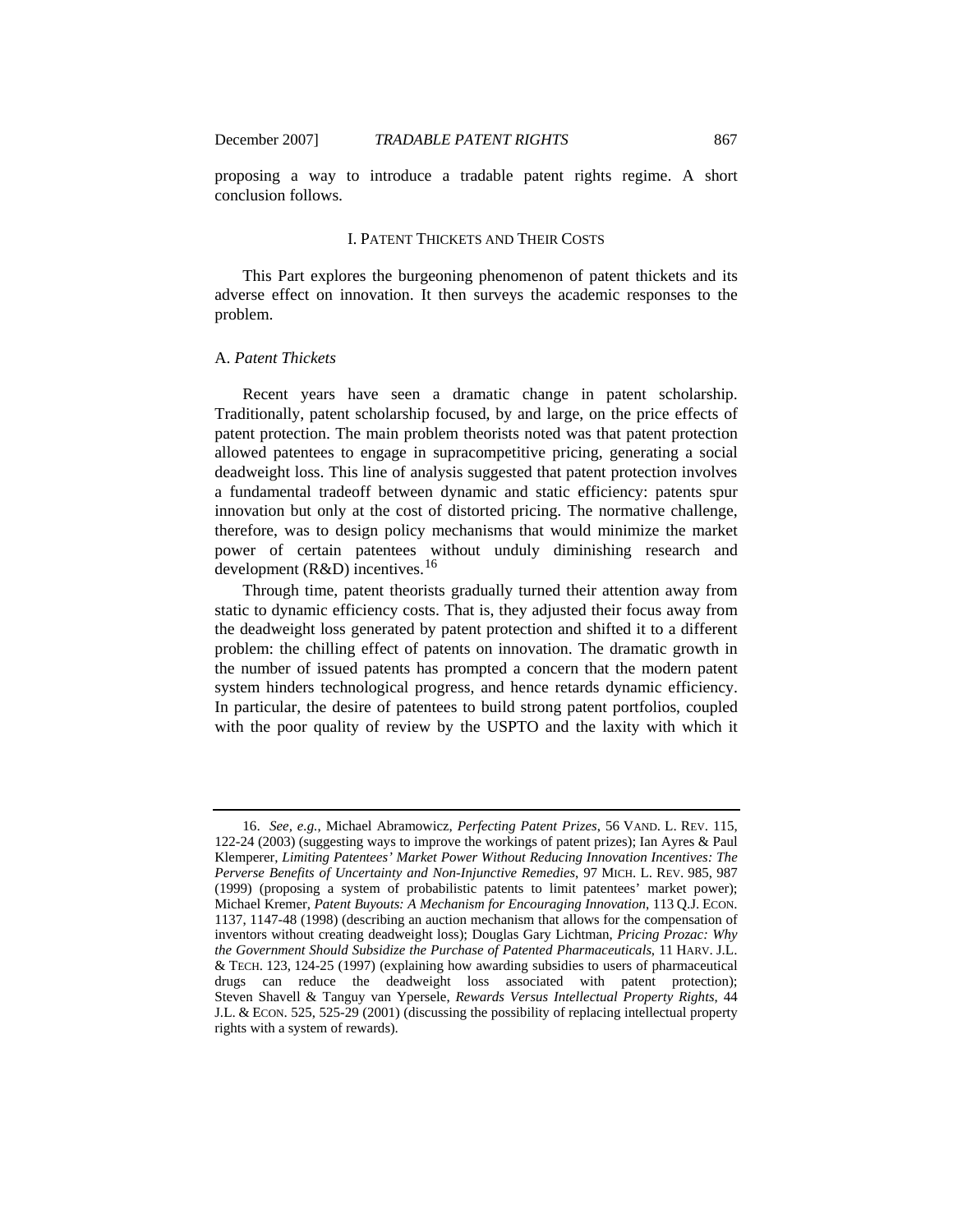proposing a way to introduce a tradable patent rights regime. A short conclusion follows.

## I. Patent Thickets and Their Costs

This Part explores the burgeoning phenomenon of patent thickets and its adverse effect on innovation. It then surveys the academic responses to the problem.

### A. *Patent Thickets*

Recent years have seen a dramatic change in patent scholarship. Traditionally, patent scholarship focused, by and large, on the price effects of patent protection. The main problem theorists noted was that patent protection allowed patentees to engage in supracompetitive pricing, generating a social deadweight loss. This line of analysis suggested that patent protection involves a fundamental tradeoff between dynamic and static efficiency: patents spur innovation but only at the cost of distorted pricing. The normative challenge, therefore, was to design policy mechanisms that would minimize the market power of certain patentees without unduly diminishing research and development (R&D) incentives.[16]

Through time, patent theorists gradually turned their attention away from static to dynamic efficiency costs. That is, they adjusted their focus away from the deadweight loss generated by patent protection and shifted it to a different problem: the chilling effect of patents on innovation. The dramatic growth in the number of issued patents has prompted a concern that the modern patent system hinders technological progress, and hence retards dynamic efficiency. In particular, the desire of patentees to build strong patent portfolios, coupled with the poor quality of review by the USPTO and the laxity with which it

---

16. *See, e.g.*, Michael Abramowicz, *Perfecting Patent Prizes*, 56 VAND. L. REV. 115, 122-24 (2003) (suggesting ways to improve the workings of patent prizes); Ian Ayres & Paul Klemperer, *Limiting Patentees' Market Power Without Reducing Innovation Incentives: The Perverse Benefits of Uncertainty and Non-Injunctive Remedies*, 97 MICH. L. REV. 985, 987 (1999) (proposing a system of probabilistic patents to limit patentees' market power); Michael Kremer, *Patent Buyouts: A Mechanism for Encouraging Innovation*, 113 Q.J. ECON. 1137, 1147-48 (1998) (describing an auction mechanism that allows for the compensation of inventors without creating deadweight loss); Douglas Gary Lichtman, *Pricing Prozac: Why the Government Should Subsidize the Purchase of Patented Pharmaceuticals*, 11 HARV. J.L. & TECH. 123, 124-25 (1997) (explaining how awarding subsidies to users of pharmaceutical drugs can reduce the deadweight loss associated with patent protection); Steven Shavell & Tanguy van Ypersele, *Rewards Versus Intellectual Property Rights*, 44 J.L. & ECON. 525, 525-29 (2001) (discussing the possibility of replacing intellectual property rights with a system of rewards).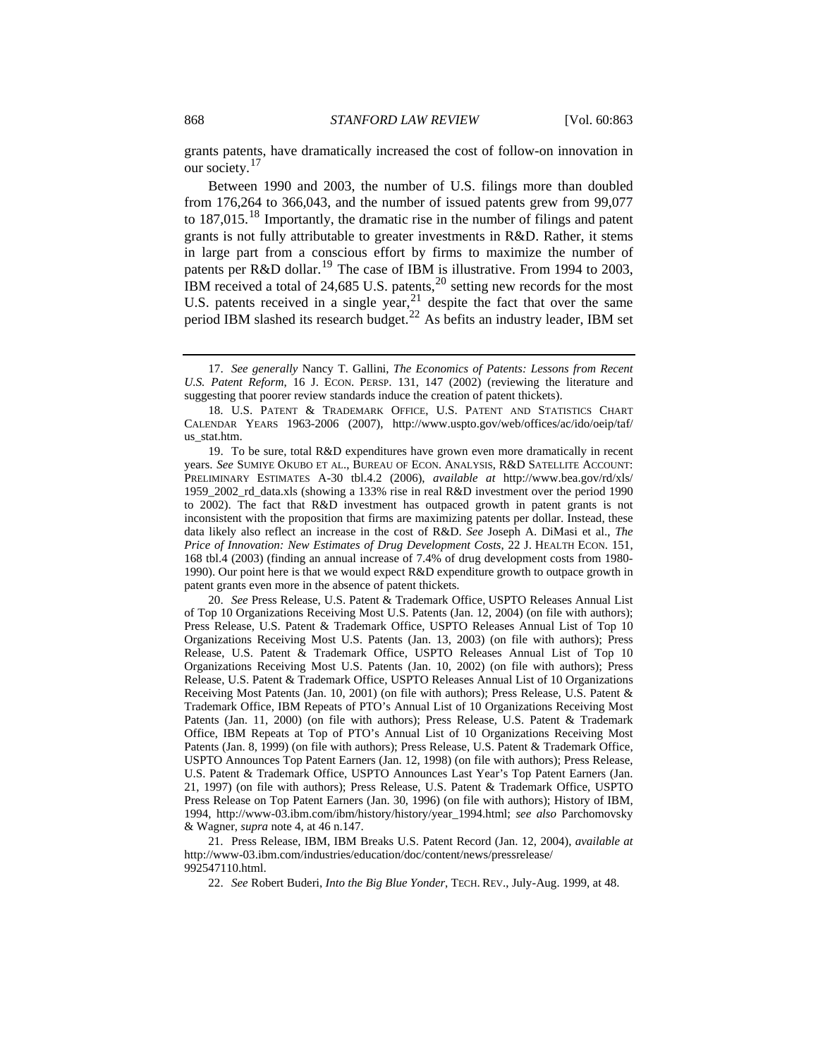grants patents, have dramatically increased the cost of follow-on innovation in our society.[17]

Between 1990 and 2003, the number of U.S. filings more than doubled from 176,264 to 366,043, and the number of issued patents grew from 99,077 to 187,015.[18] Importantly, the dramatic rise in the number of filings and patent grants is not fully attributable to greater investments in R&D. Rather, it stems in large part from a conscious effort by firms to maximize the number of patents per R&D dollar.[19] The case of IBM is illustrative. From 1994 to 2003, IBM received a total of 24,685 U.S. patents,[20] setting new records for the most U.S. patents received in a single year,[21] despite the fact that over the same period IBM slashed its research budget.[22] As befits an industry leader, IBM set

---

17. *See generally* Nancy T. Gallini, *The Economics of Patents: Lessons from Recent U.S. Patent Reform*, 16 J. ECON. PERSP. 131, 147 (2002) (reviewing the literature and suggesting that poorer review standards induce the creation of patent thickets).

18. U.S. PATENT & TRADEMARK OFFICE, U.S. PATENT AND STATISTICS CHART CALENDAR YEARS 1963-2006 (2007), http://www.uspto.gov/web/offices/ac/ido/oeip/taf/us_stat.htm.

19. To be sure, total R&D expenditures have grown even more dramatically in recent years. *See* SUMIYE OKUBO ET AL., BUREAU OF ECON. ANALYSIS, R&D SATELLITE ACCOUNT: PRELIMINARY ESTIMATES A-30 tbl.4.2 (2006), *available at* http://www.bea.gov/rd/xls/1959_2002_rd_data.xls (showing a 133% rise in real R&D investment over the period 1990 to 2002). The fact that R&D investment has outpaced growth in patent grants is not inconsistent with the proposition that firms are maximizing patents per dollar. Instead, these data likely also reflect an increase in the cost of R&D. *See* Joseph A. DiMasi et al., *The Price of Innovation: New Estimates of Drug Development Costs*, 22 J. HEALTH ECON. 151, 168 tbl.4 (2003) (finding an annual increase of 7.4% of drug development costs from 1980-1990). Our point here is that we would expect R&D expenditure growth to outpace growth in patent grants even more in the absence of patent thickets.

20. *See* Press Release, U.S. Patent & Trademark Office, USPTO Releases Annual List of Top 10 Organizations Receiving Most U.S. Patents (Jan. 12, 2004) (on file with authors); Press Release, U.S. Patent & Trademark Office, USPTO Releases Annual List of Top 10 Organizations Receiving Most U.S. Patents (Jan. 13, 2003) (on file with authors); Press Release, U.S. Patent & Trademark Office, USPTO Releases Annual List of Top 10 Organizations Receiving Most U.S. Patents (Jan. 10, 2002) (on file with authors); Press Release, U.S. Patent & Trademark Office, USPTO Releases Annual List of 10 Organizations Receiving Most Patents (Jan. 10, 2001) (on file with authors); Press Release, U.S. Patent & Trademark Office, IBM Repeats of PTO's Annual List of 10 Organizations Receiving Most Patents (Jan. 11, 2000) (on file with authors); Press Release, U.S. Patent & Trademark Office, IBM Repeats at Top of PTO's Annual List of 10 Organizations Receiving Most Patents (Jan. 8, 1999) (on file with authors); Press Release, U.S. Patent & Trademark Office, USPTO Announces Top Patent Earners (Jan. 12, 1998) (on file with authors); Press Release, U.S. Patent & Trademark Office, USPTO Announces Last Year's Top Patent Earners (Jan. 21, 1997) (on file with authors); Press Release, U.S. Patent & Trademark Office, USPTO Press Release on Top Patent Earners (Jan. 30, 1996) (on file with authors); History of IBM, 1994, http://www-03.ibm.com/ibm/history/history/year_1994.html; *see also* Parchomovsky & Wagner, *supra* note 4, at 46 n.147.

21. Press Release, IBM, IBM Breaks U.S. Patent Record (Jan. 12, 2004), *available at* http://www-03.ibm.com/industries/education/doc/content/news/pressrelease/992547110.html.

22. *See* Robert Buderi, *Into the Big Blue Yonder*, TECH. REV., July-Aug. 1999, at 48.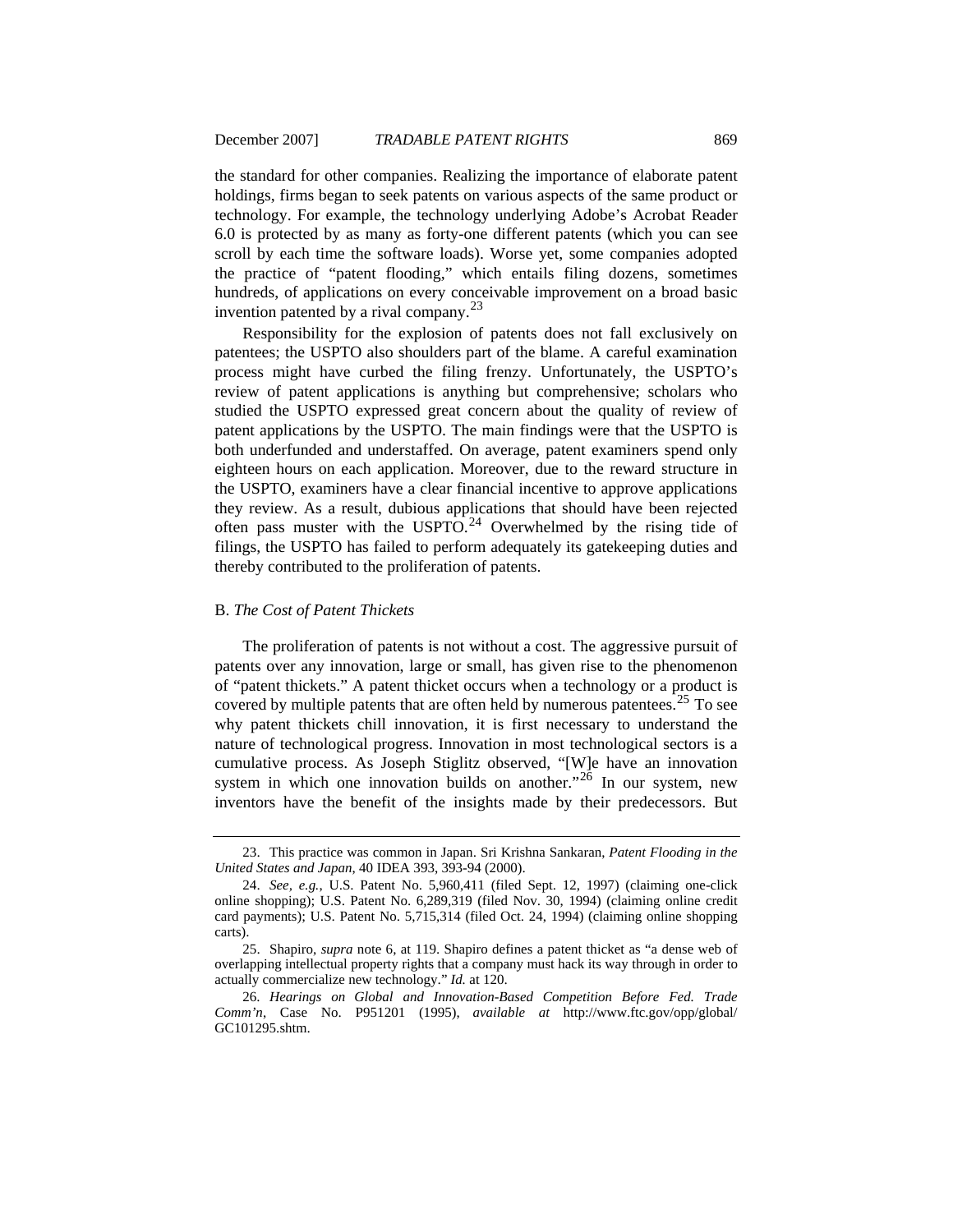the standard for other companies. Realizing the importance of elaborate patent holdings, firms began to seek patents on various aspects of the same product or technology. For example, the technology underlying Adobe's Acrobat Reader 6.0 is protected by as many as forty-one different patents (which you can see scroll by each time the software loads). Worse yet, some companies adopted the practice of "patent flooding," which entails filing dozens, sometimes hundreds, of applications on every conceivable improvement on a broad basic invention patented by a rival company.[23]

Responsibility for the explosion of patents does not fall exclusively on patentees; the USPTO also shoulders part of the blame. A careful examination process might have curbed the filing frenzy. Unfortunately, the USPTO's review of patent applications is anything but comprehensive; scholars who studied the USPTO expressed great concern about the quality of review of patent applications by the USPTO. The main findings were that the USPTO is both underfunded and understaffed. On average, patent examiners spend only eighteen hours on each application. Moreover, due to the reward structure in the USPTO, examiners have a clear financial incentive to approve applications they review. As a result, dubious applications that should have been rejected often pass muster with the USPTO.[24] Overwhelmed by the rising tide of filings, the USPTO has failed to perform adequately its gatekeeping duties and thereby contributed to the proliferation of patents.

### B. *The Cost of Patent Thickets*

The proliferation of patents is not without a cost. The aggressive pursuit of patents over any innovation, large or small, has given rise to the phenomenon of "patent thickets." A patent thicket occurs when a technology or a product is covered by multiple patents that are often held by numerous patentees.[25] To see why patent thickets chill innovation, it is first necessary to understand the nature of technological progress. Innovation in most technological sectors is a cumulative process. As Joseph Stiglitz observed, "[W]e have an innovation system in which one innovation builds on another."[26] In our system, new inventors have the benefit of the insights made by their predecessors. But

---

23. This practice was common in Japan. Sri Krishna Sankaran, *Patent Flooding in the United States and Japan*, 40 IDEA 393, 393-94 (2000).

24. *See, e.g.*, U.S. Patent No. 5,960,411 (filed Sept. 12, 1997) (claiming one-click online shopping); U.S. Patent No. 6,289,319 (filed Nov. 30, 1994) (claiming online credit card payments); U.S. Patent No. 5,715,314 (filed Oct. 24, 1994) (claiming online shopping carts).

25. Shapiro, *supra* note 6, at 119. Shapiro defines a patent thicket as "a dense web of overlapping intellectual property rights that a company must hack its way through in order to actually commercialize new technology." *Id.* at 120.

26. *Hearings on Global and Innovation-Based Competition Before Fed. Trade Comm'n*, Case No. P951201 (1995), *available at* http://www.ftc.gov/opp/global/GC101295.shtm.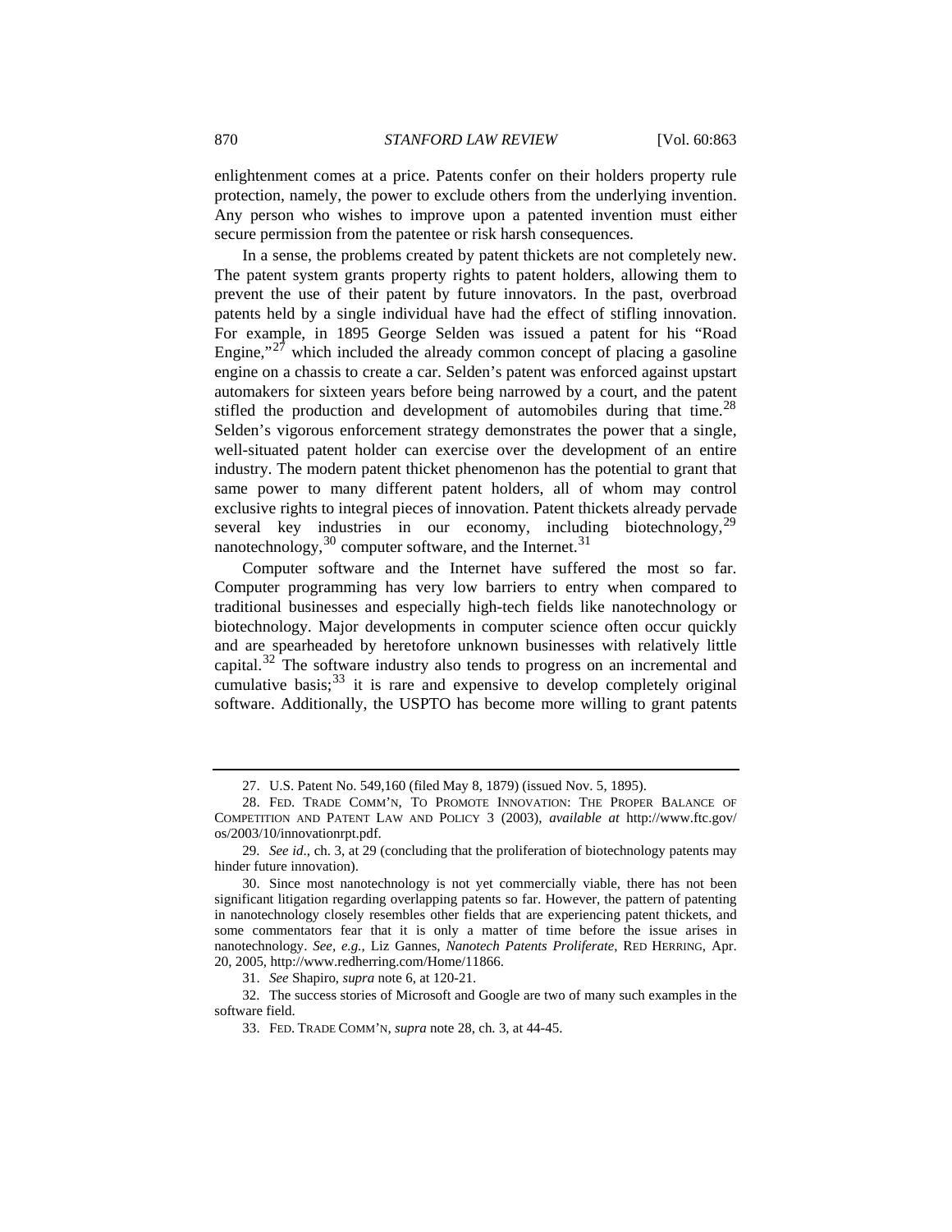enlightenment comes at a price. Patents confer on their holders property rule protection, namely, the power to exclude others from the underlying invention. Any person who wishes to improve upon a patented invention must either secure permission from the patentee or risk harsh consequences.

In a sense, the problems created by patent thickets are not completely new. The patent system grants property rights to patent holders, allowing them to prevent the use of their patent by future innovators. In the past, overbroad patents held by a single individual have had the effect of stifling innovation. For example, in 1895 George Selden was issued a patent for his "Road Engine,"[27] which included the already common concept of placing a gasoline engine on a chassis to create a car. Selden's patent was enforced against upstart automakers for sixteen years before being narrowed by a court, and the patent stifled the production and development of automobiles during that time.[28] Selden's vigorous enforcement strategy demonstrates the power that a single, well-situated patent holder can exercise over the development of an entire industry. The modern patent thicket phenomenon has the potential to grant that same power to many different patent holders, all of whom may control exclusive rights to integral pieces of innovation. Patent thickets already pervade several key industries in our economy, including biotechnology,[29] nanotechnology,[30] computer software, and the Internet.[31]

Computer software and the Internet have suffered the most so far. Computer programming has very low barriers to entry when compared to traditional businesses and especially high-tech fields like nanotechnology or biotechnology. Major developments in computer science often occur quickly and are spearheaded by heretofore unknown businesses with relatively little capital.[32] The software industry also tends to progress on an incremental and cumulative basis;[33] it is rare and expensive to develop completely original software. Additionally, the USPTO has become more willing to grant patents

---

27. U.S. Patent No. 549,160 (filed May 8, 1879) (issued Nov. 5, 1895).

28. FED. TRADE COMM'N, TO PROMOTE INNOVATION: THE PROPER BALANCE OF COMPETITION AND PATENT LAW AND POLICY 3 (2003), *available at* http://www.ftc.gov/os/2003/10/innovationrpt.pdf.

29. *See id.*, ch. 3, at 29 (concluding that the proliferation of biotechnology patents may hinder future innovation).

30. Since most nanotechnology is not yet commercially viable, there has not been significant litigation regarding overlapping patents so far. However, the pattern of patenting in nanotechnology closely resembles other fields that are experiencing patent thickets, and some commentators fear that it is only a matter of time before the issue arises in nanotechnology. *See, e.g.*, Liz Gannes, *Nanotech Patents Proliferate*, RED HERRING, Apr. 20, 2005, http://www.redherring.com/Home/11866.

31. *See* Shapiro, *supra* note 6, at 120-21.

32. The success stories of Microsoft and Google are two of many such examples in the software field.

33. FED. TRADE COMM'N, *supra* note 28, ch. 3, at 44-45.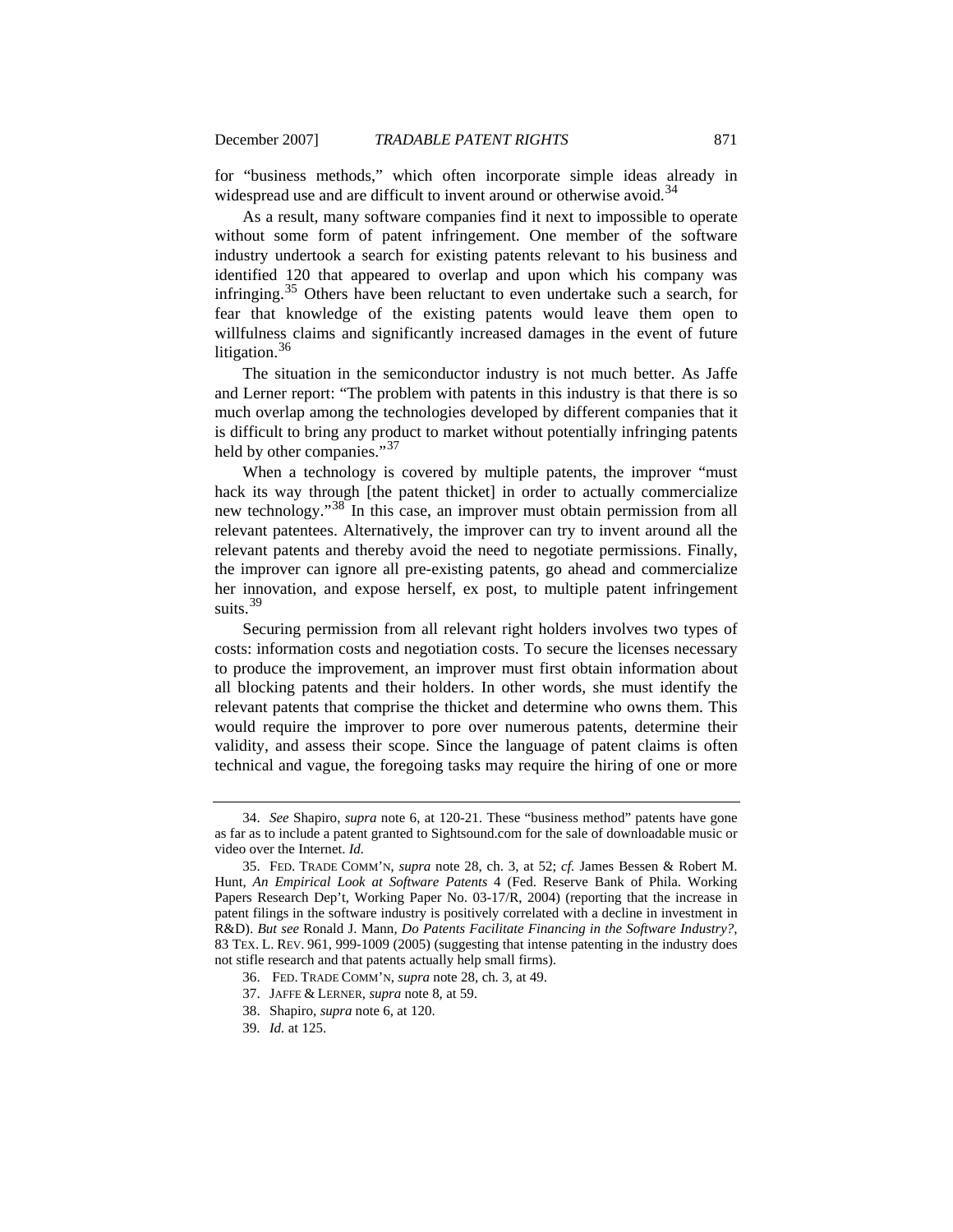for "business methods," which often incorporate simple ideas already in widespread use and are difficult to invent around or otherwise avoid.[34]

As a result, many software companies find it next to impossible to operate without some form of patent infringement. One member of the software industry undertook a search for existing patents relevant to his business and identified 120 that appeared to overlap and upon which his company was infringing.[35] Others have been reluctant to even undertake such a search, for fear that knowledge of the existing patents would leave them open to willfulness claims and significantly increased damages in the event of future litigation.[36]

The situation in the semiconductor industry is not much better. As Jaffe and Lerner report: "The problem with patents in this industry is that there is so much overlap among the technologies developed by different companies that it is difficult to bring any product to market without potentially infringing patents held by other companies."[37]

When a technology is covered by multiple patents, the improver "must hack its way through [the patent thicket] in order to actually commercialize new technology."[38] In this case, an improver must obtain permission from all relevant patentees. Alternatively, the improver can try to invent around all the relevant patents and thereby avoid the need to negotiate permissions. Finally, the improver can ignore all pre-existing patents, go ahead and commercialize her innovation, and expose herself, ex post, to multiple patent infringement suits.[39]

Securing permission from all relevant right holders involves two types of costs: information costs and negotiation costs. To secure the licenses necessary to produce the improvement, an improver must first obtain information about all blocking patents and their holders. In other words, she must identify the relevant patents that comprise the thicket and determine who owns them. This would require the improver to pore over numerous patents, determine their validity, and assess their scope. Since the language of patent claims is often technical and vague, the foregoing tasks may require the hiring of one or more

---

34. *See* Shapiro, *supra* note 6, at 120-21. These "business method" patents have gone as far as to include a patent granted to Sightsound.com for the sale of downloadable music or video over the Internet. *Id.*

35. FED. TRADE COMM'N, *supra* note 28, ch. 3, at 52; *cf.* James Bessen & Robert M. Hunt, *An Empirical Look at Software Patents* 4 (Fed. Reserve Bank of Phila. Working Papers Research Dep't, Working Paper No. 03-17/R, 2004) (reporting that the increase in patent filings in the software industry is positively correlated with a decline in investment in R&D). *But see* Ronald J. Mann, *Do Patents Facilitate Financing in the Software Industry?*, 83 TEX. L. REV. 961, 999-1009 (2005) (suggesting that intense patenting in the industry does not stifle research and that patents actually help small firms).

36. FED. TRADE COMM'N, *supra* note 28, ch. 3, at 49.

37. JAFFE & LERNER, *supra* note 8, at 59.

38. Shapiro, *supra* note 6, at 120.

39. *Id.* at 125.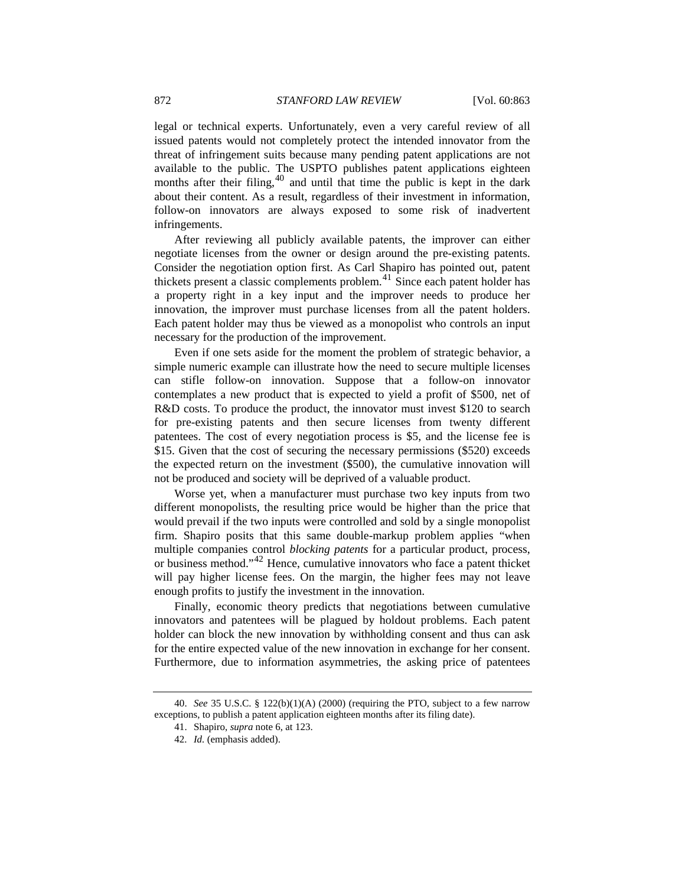legal or technical experts. Unfortunately, even a very careful review of all issued patents would not completely protect the intended innovator from the threat of infringement suits because many pending patent applications are not available to the public. The USPTO publishes patent applications eighteen months after their filing,[40] and until that time the public is kept in the dark about their content. As a result, regardless of their investment in information, follow-on innovators are always exposed to some risk of inadvertent infringements.

After reviewing all publicly available patents, the improver can either negotiate licenses from the owner or design around the pre-existing patents. Consider the negotiation option first. As Carl Shapiro has pointed out, patent thickets present a classic complements problem.[41] Since each patent holder has a property right in a key input and the improver needs to produce her innovation, the improver must purchase licenses from all the patent holders. Each patent holder may thus be viewed as a monopolist who controls an input necessary for the production of the improvement.

Even if one sets aside for the moment the problem of strategic behavior, a simple numeric example can illustrate how the need to secure multiple licenses can stifle follow-on innovation. Suppose that a follow-on innovator contemplates a new product that is expected to yield a profit of $500, net of R&D costs. To produce the product, the innovator must invest $120 to search for pre-existing patents and then secure licenses from twenty different patentees. The cost of every negotiation process is $5, and the license fee is $15. Given that the cost of securing the necessary permissions ($520) exceeds the expected return on the investment ($500), the cumulative innovation will not be produced and society will be deprived of a valuable product.

Worse yet, when a manufacturer must purchase two key inputs from two different monopolists, the resulting price would be higher than the price that would prevail if the two inputs were controlled and sold by a single monopolist firm. Shapiro posits that this same double-markup problem applies "when multiple companies control *blocking patents* for a particular product, process, or business method."[42] Hence, cumulative innovators who face a patent thicket will pay higher license fees. On the margin, the higher fees may not leave enough profits to justify the investment in the innovation.

Finally, economic theory predicts that negotiations between cumulative innovators and patentees will be plagued by holdout problems. Each patent holder can block the new innovation by withholding consent and thus can ask for the entire expected value of the new innovation in exchange for her consent. Furthermore, due to information asymmetries, the asking price of patentees

---

40. *See* 35 U.S.C. § 122(b)(1)(A) (2000) (requiring the PTO, subject to a few narrow exceptions, to publish a patent application eighteen months after its filing date).

41. Shapiro, *supra* note 6, at 123.

42. *Id*. (emphasis added).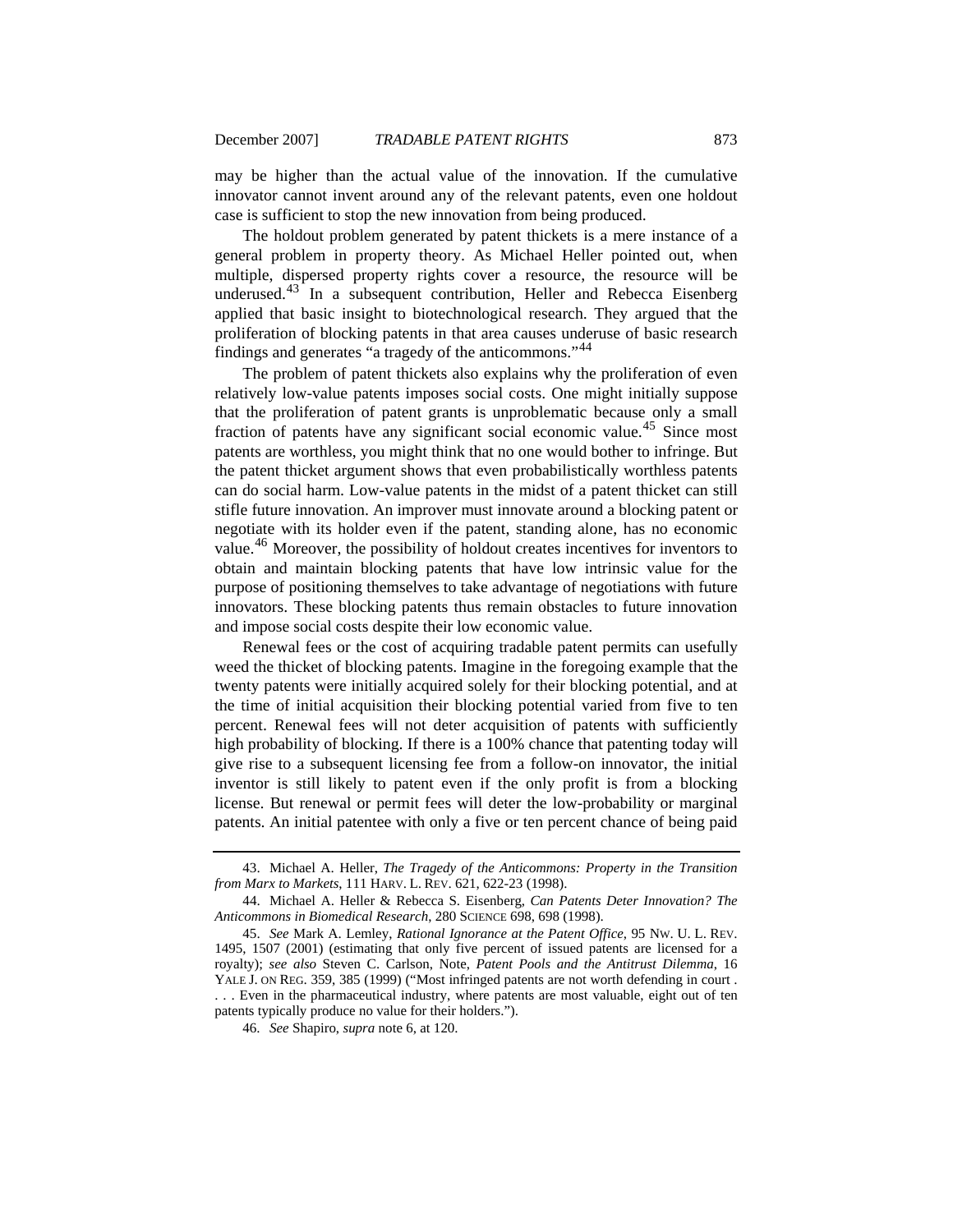may be higher than the actual value of the innovation. If the cumulative innovator cannot invent around any of the relevant patents, even one holdout case is sufficient to stop the new innovation from being produced.

The holdout problem generated by patent thickets is a mere instance of a general problem in property theory. As Michael Heller pointed out, when multiple, dispersed property rights cover a resource, the resource will be underused.[43] In a subsequent contribution, Heller and Rebecca Eisenberg applied that basic insight to biotechnological research. They argued that the proliferation of blocking patents in that area causes underuse of basic research findings and generates "a tragedy of the anticommons."[44]

The problem of patent thickets also explains why the proliferation of even relatively low-value patents imposes social costs. One might initially suppose that the proliferation of patent grants is unproblematic because only a small fraction of patents have any significant social economic value.[45] Since most patents are worthless, you might think that no one would bother to infringe. But the patent thicket argument shows that even probabilistically worthless patents can do social harm. Low-value patents in the midst of a patent thicket can still stifle future innovation. An improver must innovate around a blocking patent or negotiate with its holder even if the patent, standing alone, has no economic value.[46] Moreover, the possibility of holdout creates incentives for inventors to obtain and maintain blocking patents that have low intrinsic value for the purpose of positioning themselves to take advantage of negotiations with future innovators. These blocking patents thus remain obstacles to future innovation and impose social costs despite their low economic value.

Renewal fees or the cost of acquiring tradable patent permits can usefully weed the thicket of blocking patents. Imagine in the foregoing example that the twenty patents were initially acquired solely for their blocking potential, and at the time of initial acquisition their blocking potential varied from five to ten percent. Renewal fees will not deter acquisition of patents with sufficiently high probability of blocking. If there is a 100% chance that patenting today will give rise to a subsequent licensing fee from a follow-on innovator, the initial inventor is still likely to patent even if the only profit is from a blocking license. But renewal or permit fees will deter the low-probability or marginal patents. An initial patentee with only a five or ten percent chance of being paid

---

43. Michael A. Heller, *The Tragedy of the Anticommons: Property in the Transition from Marx to Markets*, 111 HARV. L. REV. 621, 622-23 (1998).

44. Michael A. Heller & Rebecca S. Eisenberg, *Can Patents Deter Innovation? The Anticommons in Biomedical Research*, 280 SCIENCE 698, 698 (1998).

45. *See* Mark A. Lemley, *Rational Ignorance at the Patent Office*, 95 NW. U. L. REV. 1495, 1507 (2001) (estimating that only five percent of issued patents are licensed for a royalty); *see also* Steven C. Carlson, Note, *Patent Pools and the Antitrust Dilemma*, 16 YALE J. ON REG. 359, 385 (1999) ("Most infringed patents are not worth defending in court . . . . Even in the pharmaceutical industry, where patents are most valuable, eight out of ten patents typically produce no value for their holders.").

46. *See* Shapiro, *supra* note 6, at 120.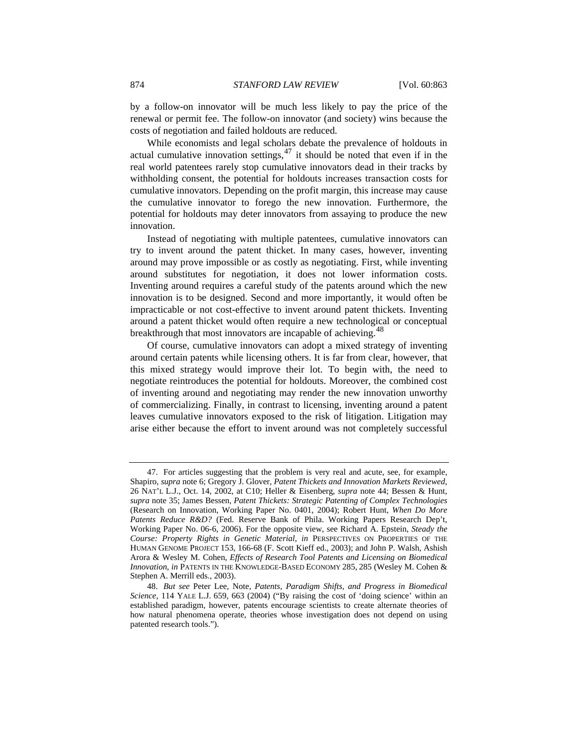by a follow-on innovator will be much less likely to pay the price of the renewal or permit fee. The follow-on innovator (and society) wins because the costs of negotiation and failed holdouts are reduced.

While economists and legal scholars debate the prevalence of holdouts in actual cumulative innovation settings,[47] it should be noted that even if in the real world patentees rarely stop cumulative innovators dead in their tracks by withholding consent, the potential for holdouts increases transaction costs for cumulative innovators. Depending on the profit margin, this increase may cause the cumulative innovator to forego the new innovation. Furthermore, the potential for holdouts may deter innovators from assaying to produce the new innovation.

Instead of negotiating with multiple patentees, cumulative innovators can try to invent around the patent thicket. In many cases, however, inventing around may prove impossible or as costly as negotiating. First, while inventing around substitutes for negotiation, it does not lower information costs. Inventing around requires a careful study of the patents around which the new innovation is to be designed. Second and more importantly, it would often be impracticable or not cost-effective to invent around patent thickets. Inventing around a patent thicket would often require a new technological or conceptual breakthrough that most innovators are incapable of achieving.[48]

Of course, cumulative innovators can adopt a mixed strategy of inventing around certain patents while licensing others. It is far from clear, however, that this mixed strategy would improve their lot. To begin with, the need to negotiate reintroduces the potential for holdouts. Moreover, the combined cost of inventing around and negotiating may render the new innovation unworthy of commercializing. Finally, in contrast to licensing, inventing around a patent leaves cumulative innovators exposed to the risk of litigation. Litigation may arise either because the effort to invent around was not completely successful

---

47. For articles suggesting that the problem is very real and acute, see, for example, Shapiro, *supra* note 6; Gregory J. Glover, *Patent Thickets and Innovation Markets Reviewed*, 26 NAT'L L.J., Oct. 14, 2002, at C10; Heller & Eisenberg, *supra* note 44; Bessen & Hunt, *supra* note 35; James Bessen, *Patent Thickets: Strategic Patenting of Complex Technologies* (Research on Innovation, Working Paper No. 0401, 2004); Robert Hunt, *When Do More Patents Reduce R&D?* (Fed. Reserve Bank of Phila. Working Papers Research Dep't, Working Paper No. 06-6, 2006). For the opposite view, see Richard A. Epstein, *Steady the Course: Property Rights in Genetic Material*, *in* PERSPECTIVES ON PROPERTIES OF THE HUMAN GENOME PROJECT 153, 166-68 (F. Scott Kieff ed., 2003); and John P. Walsh, Ashish Arora & Wesley M. Cohen, *Effects of Research Tool Patents and Licensing on Biomedical Innovation*, *in* PATENTS IN THE KNOWLEDGE-BASED ECONOMY 285, 285 (Wesley M. Cohen & Stephen A. Merrill eds., 2003).

48. *But see* Peter Lee, Note, *Patents, Paradigm Shifts, and Progress in Biomedical Science*, 114 YALE L.J. 659, 663 (2004) ("By raising the cost of 'doing science' within an established paradigm, however, patents encourage scientists to create alternate theories of how natural phenomena operate, theories whose investigation does not depend on using patented research tools.").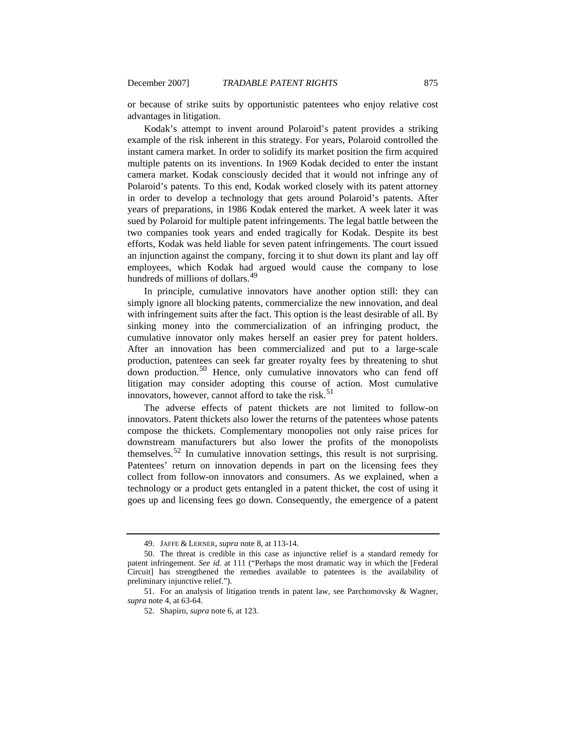or because of strike suits by opportunistic patentees who enjoy relative cost advantages in litigation.

Kodak's attempt to invent around Polaroid's patent provides a striking example of the risk inherent in this strategy. For years, Polaroid controlled the instant camera market. In order to solidify its market position the firm acquired multiple patents on its inventions. In 1969 Kodak decided to enter the instant camera market. Kodak consciously decided that it would not infringe any of Polaroid's patents. To this end, Kodak worked closely with its patent attorney in order to develop a technology that gets around Polaroid's patents. After years of preparations, in 1986 Kodak entered the market. A week later it was sued by Polaroid for multiple patent infringements. The legal battle between the two companies took years and ended tragically for Kodak. Despite its best efforts, Kodak was held liable for seven patent infringements. The court issued an injunction against the company, forcing it to shut down its plant and lay off employees, which Kodak had argued would cause the company to lose hundreds of millions of dollars.[49]

In principle, cumulative innovators have another option still: they can simply ignore all blocking patents, commercialize the new innovation, and deal with infringement suits after the fact. This option is the least desirable of all. By sinking money into the commercialization of an infringing product, the cumulative innovator only makes herself an easier prey for patent holders. After an innovation has been commercialized and put to a large-scale production, patentees can seek far greater royalty fees by threatening to shut down production.[50] Hence, only cumulative innovators who can fend off litigation may consider adopting this course of action. Most cumulative innovators, however, cannot afford to take the risk.[51]

The adverse effects of patent thickets are not limited to follow-on innovators. Patent thickets also lower the returns of the patentees whose patents compose the thickets. Complementary monopolies not only raise prices for downstream manufacturers but also lower the profits of the monopolists themselves.[52] In cumulative innovation settings, this result is not surprising. Patentees' return on innovation depends in part on the licensing fees they collect from follow-on innovators and consumers. As we explained, when a technology or a product gets entangled in a patent thicket, the cost of using it goes up and licensing fees go down. Consequently, the emergence of a patent

---

49. JAFFE & LERNER, *supra* note 8, at 113-14.

50. The threat is credible in this case as injunctive relief is a standard remedy for patent infringement. *See id.* at 111 ("Perhaps the most dramatic way in which the [Federal Circuit] has strengthened the remedies available to patentees is the availability of preliminary injunctive relief.").

51. For an analysis of litigation trends in patent law, see Parchomovsky & Wagner, *supra* note 4, at 63-64.

52. Shapiro, *supra* note 6, at 123.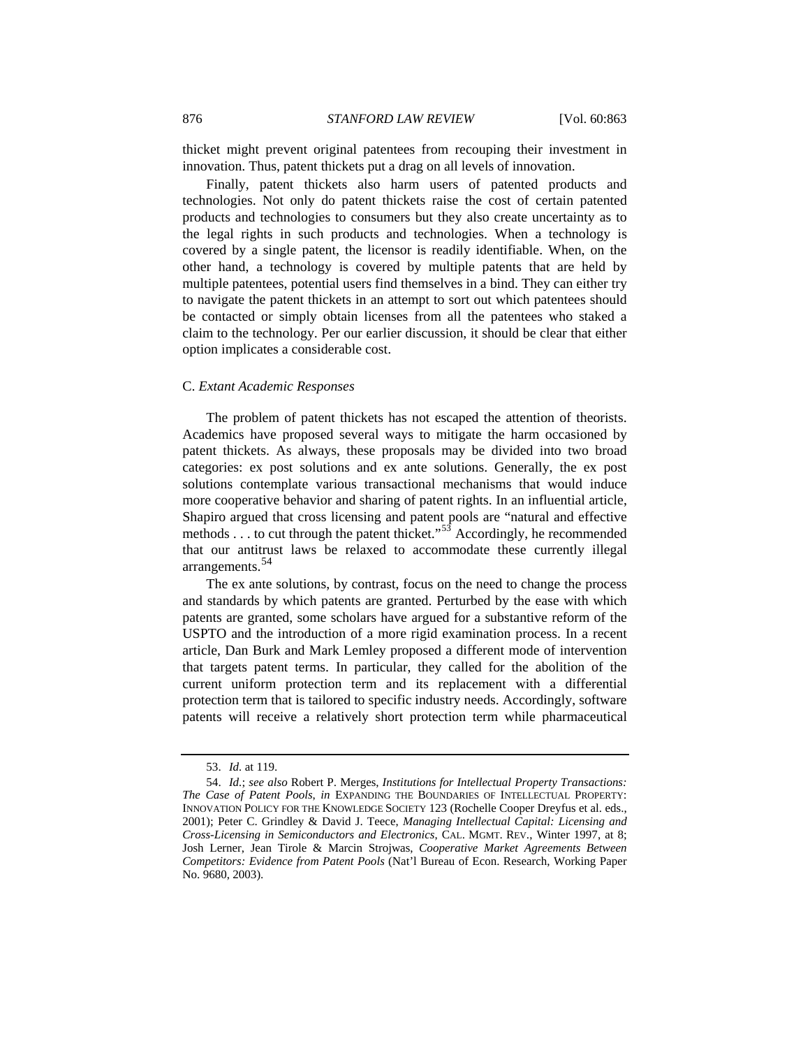thicket might prevent original patentees from recouping their investment in innovation. Thus, patent thickets put a drag on all levels of innovation.

Finally, patent thickets also harm users of patented products and technologies. Not only do patent thickets raise the cost of certain patented products and technologies to consumers but they also create uncertainty as to the legal rights in such products and technologies. When a technology is covered by a single patent, the licensor is readily identifiable. When, on the other hand, a technology is covered by multiple patents that are held by multiple patentees, potential users find themselves in a bind. They can either try to navigate the patent thickets in an attempt to sort out which patentees should be contacted or simply obtain licenses from all the patentees who staked a claim to the technology. Per our earlier discussion, it should be clear that either option implicates a considerable cost.

### C. *Extant Academic Responses*

The problem of patent thickets has not escaped the attention of theorists. Academics have proposed several ways to mitigate the harm occasioned by patent thickets. As always, these proposals may be divided into two broad categories: ex post solutions and ex ante solutions. Generally, the ex post solutions contemplate various transactional mechanisms that would induce more cooperative behavior and sharing of patent rights. In an influential article, Shapiro argued that cross licensing and patent pools are "natural and effective methods . . . to cut through the patent thicket."[53] Accordingly, he recommended that our antitrust laws be relaxed to accommodate these currently illegal arrangements.[54]

The ex ante solutions, by contrast, focus on the need to change the process and standards by which patents are granted. Perturbed by the ease with which patents are granted, some scholars have argued for a substantive reform of the USPTO and the introduction of a more rigid examination process. In a recent article, Dan Burk and Mark Lemley proposed a different mode of intervention that targets patent terms. In particular, they called for the abolition of the current uniform protection term and its replacement with a differential protection term that is tailored to specific industry needs. Accordingly, software patents will receive a relatively short protection term while pharmaceutical

---

53. *Id.* at 119.

54. *Id.*; *see also* Robert P. Merges, *Institutions for Intellectual Property Transactions: The Case of Patent Pools*, *in* EXPANDING THE BOUNDARIES OF INTELLECTUAL PROPERTY: INNOVATION POLICY FOR THE KNOWLEDGE SOCIETY 123 (Rochelle Cooper Dreyfus et al. eds., 2001); Peter C. Grindley & David J. Teece, *Managing Intellectual Capital: Licensing and Cross-Licensing in Semiconductors and Electronics*, CAL. MGMT. REV., Winter 1997, at 8; Josh Lerner, Jean Tirole & Marcin Strojwas, *Cooperative Market Agreements Between Competitors: Evidence from Patent Pools* (Nat'l Bureau of Econ. Research, Working Paper No. 9680, 2003).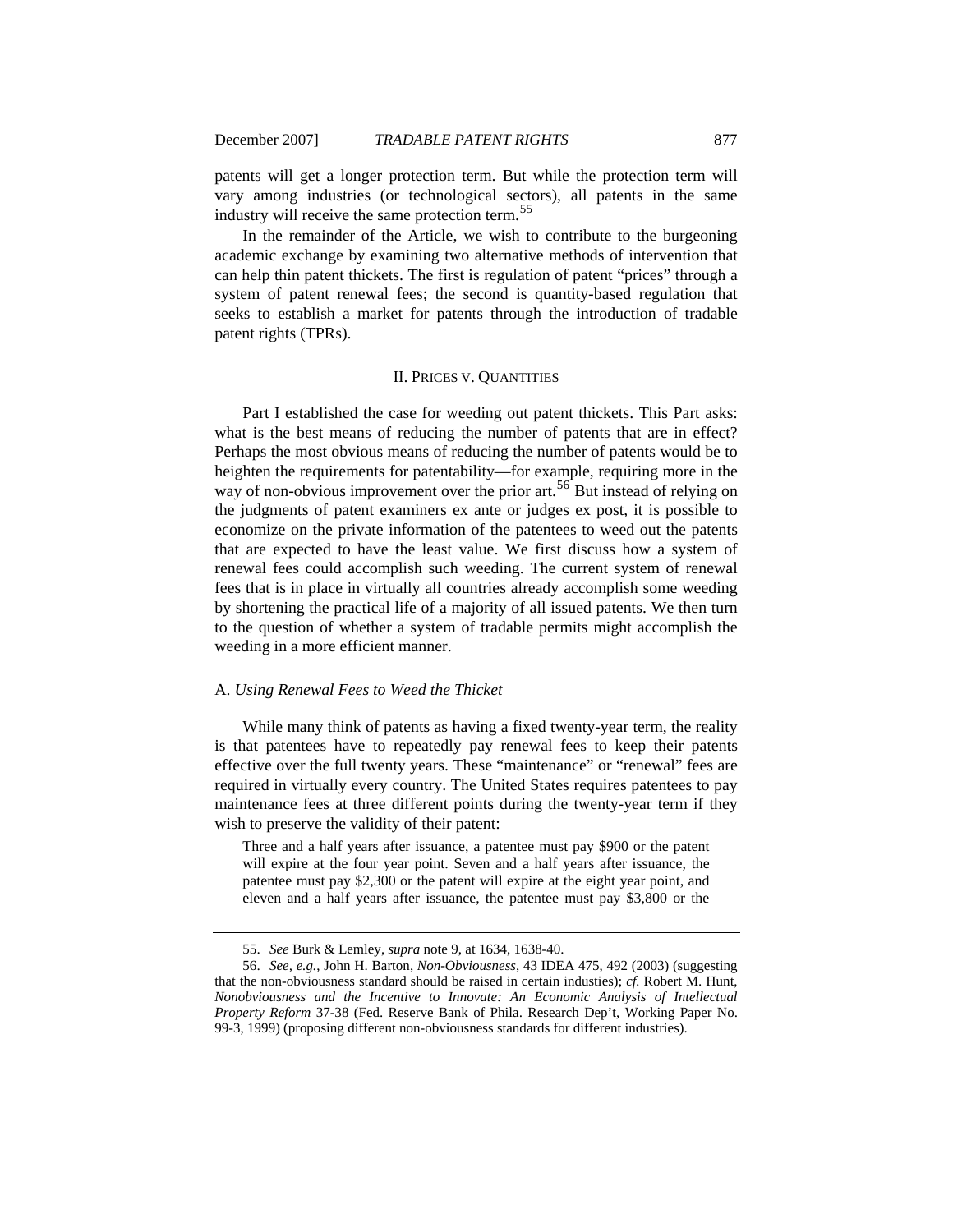patents will get a longer protection term. But while the protection term will vary among industries (or technological sectors), all patents in the same industry will receive the same protection term.[55]

In the remainder of the Article, we wish to contribute to the burgeoning academic exchange by examining two alternative methods of intervention that can help thin patent thickets. The first is regulation of patent "prices" through a system of patent renewal fees; the second is quantity-based regulation that seeks to establish a market for patents through the introduction of tradable patent rights (TPRs).

## II. Prices v. Quantities

Part I established the case for weeding out patent thickets. This Part asks: what is the best means of reducing the number of patents that are in effect? Perhaps the most obvious means of reducing the number of patents would be to heighten the requirements for patentability—for example, requiring more in the way of non-obvious improvement over the prior art.[56] But instead of relying on the judgments of patent examiners ex ante or judges ex post, it is possible to economize on the private information of the patentees to weed out the patents that are expected to have the least value. We first discuss how a system of renewal fees could accomplish such weeding. The current system of renewal fees that is in place in virtually all countries already accomplish some weeding by shortening the practical life of a majority of all issued patents. We then turn to the question of whether a system of tradable permits might accomplish the weeding in a more efficient manner.

### A. *Using Renewal Fees to Weed the Thicket*

While many think of patents as having a fixed twenty-year term, the reality is that patentees have to repeatedly pay renewal fees to keep their patents effective over the full twenty years. These "maintenance" or "renewal" fees are required in virtually every country. The United States requires patentees to pay maintenance fees at three different points during the twenty-year term if they wish to preserve the validity of their patent:

> Three and a half years after issuance, a patentee must pay $900 or the patent will expire at the four year point. Seven and a half years after issuance, the patentee must pay $2,300 or the patent will expire at the eight year point, and eleven and a half years after issuance, the patentee must pay $3,800 or the

---

55. *See* Burk & Lemley, *supra* note 9, at 1634, 1638-40.

56. *See, e.g.*, John H. Barton, *Non-Obviousness*, 43 IDEA 475, 492 (2003) (suggesting that the non-obviousness standard should be raised in certain industies); *cf.* Robert M. Hunt, *Nonobviousness and the Incentive to Innovate: An Economic Analysis of Intellectual Property Reform* 37-38 (Fed. Reserve Bank of Phila. Research Dep't, Working Paper No. 99-3, 1999) (proposing different non-obviousness standards for different industries).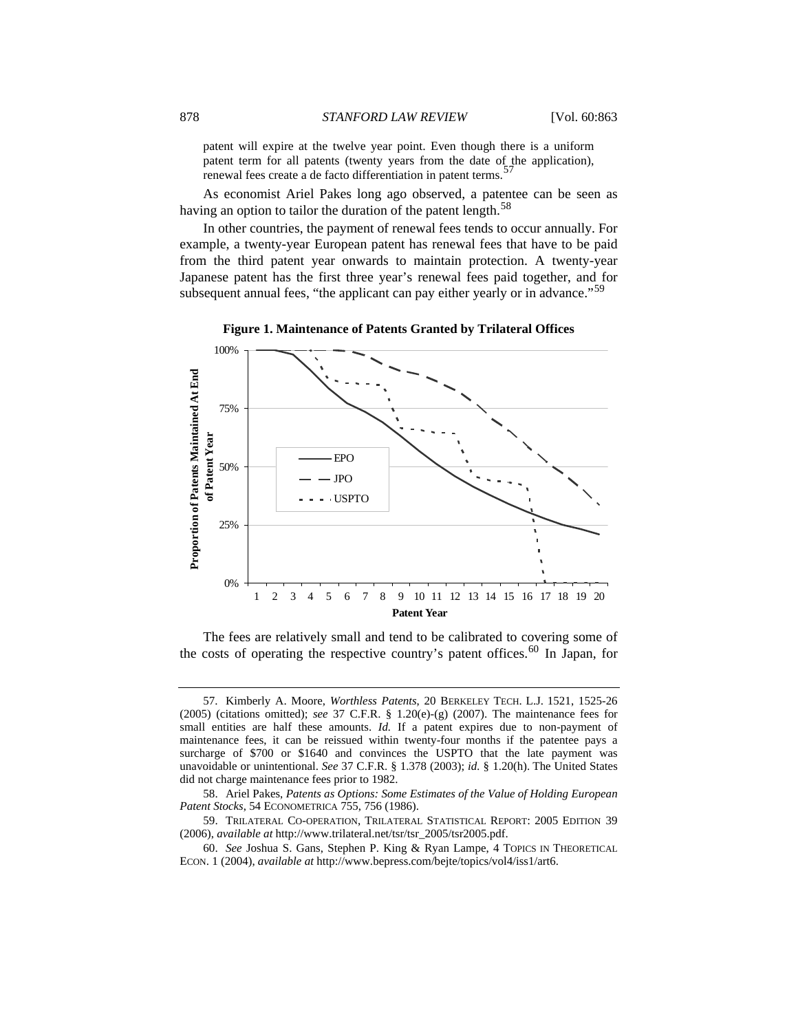patent will expire at the twelve year point. Even though there is a uniform patent term for all patents (twenty years from the date of the application), renewal fees create a de facto differentiation in patent terms.[57]

As economist Ariel Pakes long ago observed, a patentee can be seen as having an option to tailor the duration of the patent length.[58]

In other countries, the payment of renewal fees tends to occur annually. For example, a twenty-year European patent has renewal fees that have to be paid from the third patent year onwards to maintain protection. A twenty-year Japanese patent has the first three year's renewal fees paid together, and for subsequent annual fees, "the applicant can pay either yearly or in advance."[59]

**Figure 1. Maintenance of Patents Granted by Trilateral Offices**

The fees are relatively small and tend to be calibrated to covering some of the costs of operating the respective country's patent offices.[60] In Japan, for

---

57. Kimberly A. Moore, *Worthless Patents*, 20 BERKELEY TECH. L.J. 1521, 1525-26 (2005) (citations omitted); *see* 37 C.F.R. § 1.20(e)-(g) (2007). The maintenance fees for small entities are half these amounts. *Id.* If a patent expires due to non-payment of maintenance fees, it can be reissued within twenty-four months if the patentee pays a surcharge of $700 or $1640 and convinces the USPTO that the late payment was unavoidable or unintentional. *See* 37 C.F.R. § 1.378 (2003); *id.* § 1.20(h). The United States did not charge maintenance fees prior to 1982.

58. Ariel Pakes, *Patents as Options: Some Estimates of the Value of Holding European Patent Stocks*, 54 ECONOMETRICA 755, 756 (1986).

59. TRILATERAL CO-OPERATION, TRILATERAL STATISTICAL REPORT: 2005 EDITION 39 (2006), *available at* http://www.trilateral.net/tsr/tsr_2005/tsr2005.pdf.

60. *See* Joshua S. Gans, Stephen P. King & Ryan Lampe, 4 TOPICS IN THEORETICAL ECON. 1 (2004), *available at* http://www.bepress.com/bejte/topics/vol4/iss1/art6.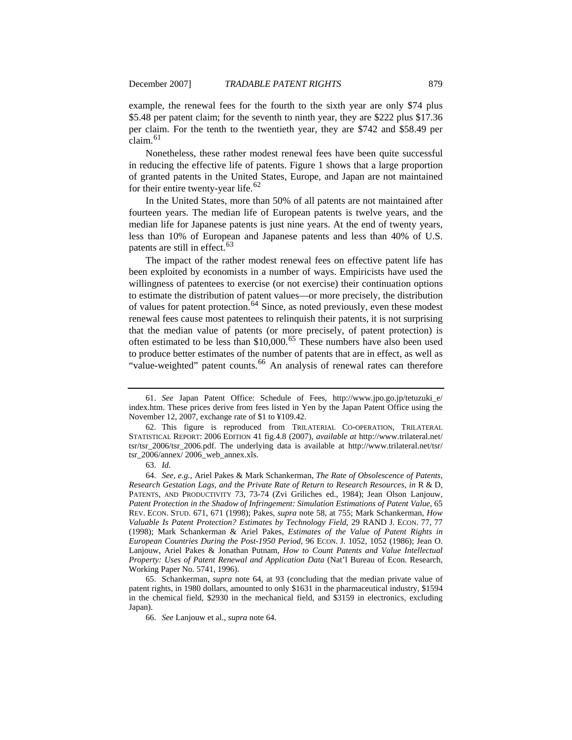example, the renewal fees for the fourth to the sixth year are only $74 plus $5.48 per patent claim; for the seventh to ninth year, they are $222 plus $17.36 per claim. For the tenth to the twentieth year, they are $742 and $58.49 per claim.[61]

Nonetheless, these rather modest renewal fees have been quite successful in reducing the effective life of patents. Figure 1 shows that a large proportion of granted patents in the United States, Europe, and Japan are not maintained for their entire twenty-year life.[62]

In the United States, more than 50% of all patents are not maintained after fourteen years. The median life of European patents is twelve years, and the median life for Japanese patents is just nine years. At the end of twenty years, less than 10% of European and Japanese patents and less than 40% of U.S. patents are still in effect.[63]

The impact of the rather modest renewal fees on effective patent life has been exploited by economists in a number of ways. Empiricists have used the willingness of patentees to exercise (or not exercise) their continuation options to estimate the distribution of patent values—or more precisely, the distribution of values for patent protection.[64] Since, as noted previously, even these modest renewal fees cause most patentees to relinquish their patents, it is not surprising that the median value of patents (or more precisely, of patent protection) is often estimated to be less than $10,000.[65] These numbers have also been used to produce better estimates of the number of patents that are in effect, as well as "value-weighted" patent counts.[66] An analysis of renewal rates can therefore

---

61. *See* Japan Patent Office: Schedule of Fees, http://www.jpo.go.jp/tetuzuki_e/index.htm. These prices derive from fees listed in Yen by the Japan Patent Office using the November 12, 2007, exchange rate of $1 to ¥109.42.

62. This figure is reproduced from TRILATERIAL CO-OPERATION, TRILATERAL STATISTICAL REPORT: 2006 EDITION 41 fig.4.8 (2007), *available at* http://www.trilateral.net/tsr/tsr_2006/tsr_2006.pdf. The underlying data is available at http://www.trilateral.net/tsr/tsr_2006/annex/ 2006_web_annex.xls.

63. *Id.*

64. *See, e.g.*, Ariel Pakes & Mark Schankerman, *The Rate of Obsolescence of Patents, Research Gestation Lags, and the Private Rate of Return to Research Resources*, *in* R & D, PATENTS, AND PRODUCTIVITY 73, 73-74 (Zvi Griliches ed., 1984); Jean Olson Lanjouw, *Patent Protection in the Shadow of Infringement: Simulation Estimations of Patent Value*, 65 REV. ECON. STUD. 671, 671 (1998); Pakes, *supra* note 58, at 755; Mark Schankerman, *How Valuable Is Patent Protection? Estimates by Technology Field*, 29 RAND J. ECON. 77, 77 (1998); Mark Schankerman & Ariel Pakes, *Estimates of the Value of Patent Rights in European Countries During the Post-1950 Period*, 96 ECON. J. 1052, 1052 (1986); Jean O. Lanjouw, Ariel Pakes & Jonathan Putnam, *How to Count Patents and Value Intellectual Property: Uses of Patent Renewal and Application Data* (Nat'l Bureau of Econ. Research, Working Paper No. 5741, 1996).

65. Schankerman, *supra* note 64, at 93 (concluding that the median private value of patent rights, in 1980 dollars, amounted to only $1631 in the pharmaceutical industry, $1594 in the chemical field, $2930 in the mechanical field, and $3159 in electronics, excluding Japan).

66. *See* Lanjouw et al., *supra* note 64.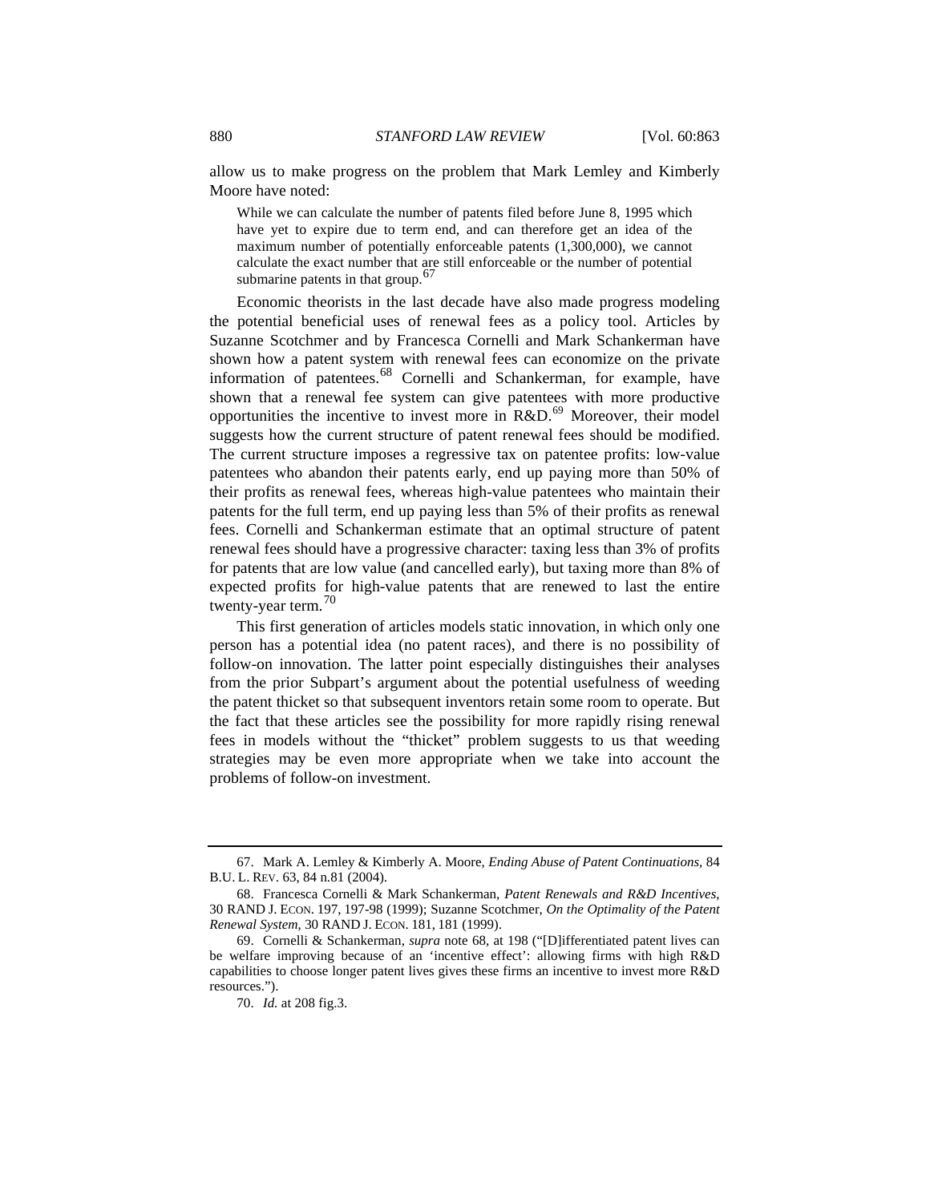allow us to make progress on the problem that Mark Lemley and Kimberly Moore have noted:

> While we can calculate the number of patents filed before June 8, 1995 which have yet to expire due to term end, and can therefore get an idea of the maximum number of potentially enforceable patents (1,300,000), we cannot calculate the exact number that are still enforceable or the number of potential submarine patents in that group.[67]

Economic theorists in the last decade have also made progress modeling the potential beneficial uses of renewal fees as a policy tool. Articles by Suzanne Scotchmer and by Francesca Cornelli and Mark Schankerman have shown how a patent system with renewal fees can economize on the private information of patentees.[68] Cornelli and Schankerman, for example, have shown that a renewal fee system can give patentees with more productive opportunities the incentive to invest more in R&D.[69] Moreover, their model suggests how the current structure of patent renewal fees should be modified. The current structure imposes a regressive tax on patentee profits: low-value patentees who abandon their patents early, end up paying more than 50% of their profits as renewal fees, whereas high-value patentees who maintain their patents for the full term, end up paying less than 5% of their profits as renewal fees. Cornelli and Schankerman estimate that an optimal structure of patent renewal fees should have a progressive character: taxing less than 3% of profits for patents that are low value (and cancelled early), but taxing more than 8% of expected profits for high-value patents that are renewed to last the entire twenty-year term.[70]

This first generation of articles models static innovation, in which only one person has a potential idea (no patent races), and there is no possibility of follow-on innovation. The latter point especially distinguishes their analyses from the prior Subpart's argument about the potential usefulness of weeding the patent thicket so that subsequent inventors retain some room to operate. But the fact that these articles see the possibility for more rapidly rising renewal fees in models without the "thicket" problem suggests to us that weeding strategies may be even more appropriate when we take into account the problems of follow-on investment.

---

67. Mark A. Lemley & Kimberly A. Moore, *Ending Abuse of Patent Continuations*, 84 B.U. L. REV. 63, 84 n.81 (2004).

68. Francesca Cornelli & Mark Schankerman, *Patent Renewals and R&D Incentives*, 30 RAND J. ECON. 197, 197-98 (1999); Suzanne Scotchmer, *On the Optimality of the Patent Renewal System*, 30 RAND J. ECON. 181, 181 (1999).

69. Cornelli & Schankerman, *supra* note 68, at 198 ("[D]ifferentiated patent lives can be welfare improving because of an 'incentive effect': allowing firms with high R&D capabilities to choose longer patent lives gives these firms an incentive to invest more R&D resources.").

70. *Id.* at 208 fig.3.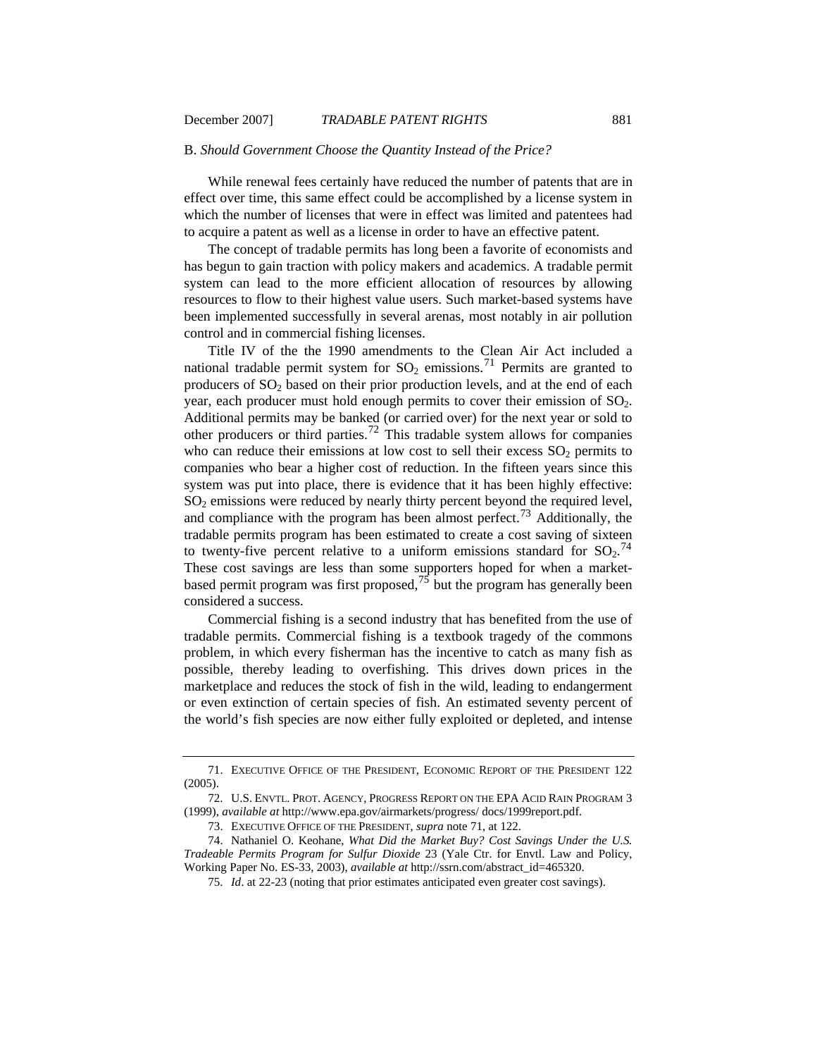### B. *Should Government Choose the Quantity Instead of the Price?*

While renewal fees certainly have reduced the number of patents that are in effect over time, this same effect could be accomplished by a license system in which the number of licenses that were in effect was limited and patentees had to acquire a patent as well as a license in order to have an effective patent.

The concept of tradable permits has long been a favorite of economists and has begun to gain traction with policy makers and academics. A tradable permit system can lead to the more efficient allocation of resources by allowing resources to flow to their highest value users. Such market-based systems have been implemented successfully in several arenas, most notably in air pollution control and in commercial fishing licenses.

Title IV of the the 1990 amendments to the Clean Air Act included a national tradable permit system for $SO_2$ emissions.[71] Permits are granted to producers of $SO_2$ based on their prior production levels, and at the end of each year, each producer must hold enough permits to cover their emission of $SO_2$. Additional permits may be banked (or carried over) for the next year or sold to other producers or third parties.[72] This tradable system allows for companies who can reduce their emissions at low cost to sell their excess $SO_2$ permits to companies who bear a higher cost of reduction. In the fifteen years since this system was put into place, there is evidence that it has been highly effective: $SO_2$ emissions were reduced by nearly thirty percent beyond the required level, and compliance with the program has been almost perfect.[73] Additionally, the tradable permits program has been estimated to create a cost saving of sixteen to twenty-five percent relative to a uniform emissions standard for $SO_2$.[74] These cost savings are less than some supporters hoped for when a market-based permit program was first proposed,[75] but the program has generally been considered a success.

Commercial fishing is a second industry that has benefited from the use of tradable permits. Commercial fishing is a textbook tragedy of the commons problem, in which every fisherman has the incentive to catch as many fish as possible, thereby leading to overfishing. This drives down prices in the marketplace and reduces the stock of fish in the wild, leading to endangerment or even extinction of certain species of fish. An estimated seventy percent of the world's fish species are now either fully exploited or depleted, and intense

---

71. EXECUTIVE OFFICE OF THE PRESIDENT, ECONOMIC REPORT OF THE PRESIDENT 122 (2005).

72. U.S. ENVTL. PROT. AGENCY, PROGRESS REPORT ON THE EPA ACID RAIN PROGRAM 3 (1999), *available at* http://www.epa.gov/airmarkets/progress/ docs/1999report.pdf.

73. EXECUTIVE OFFICE OF THE PRESIDENT, *supra* note 71, at 122.

74. Nathaniel O. Keohane, *What Did the Market Buy? Cost Savings Under the U.S. Tradeable Permits Program for Sulfur Dioxide* 23 (Yale Ctr. for Envtl. Law and Policy, Working Paper No. ES-33, 2003), *available at* http://ssrn.com/abstract_id=465320.

75. *Id*. at 22-23 (noting that prior estimates anticipated even greater cost savings).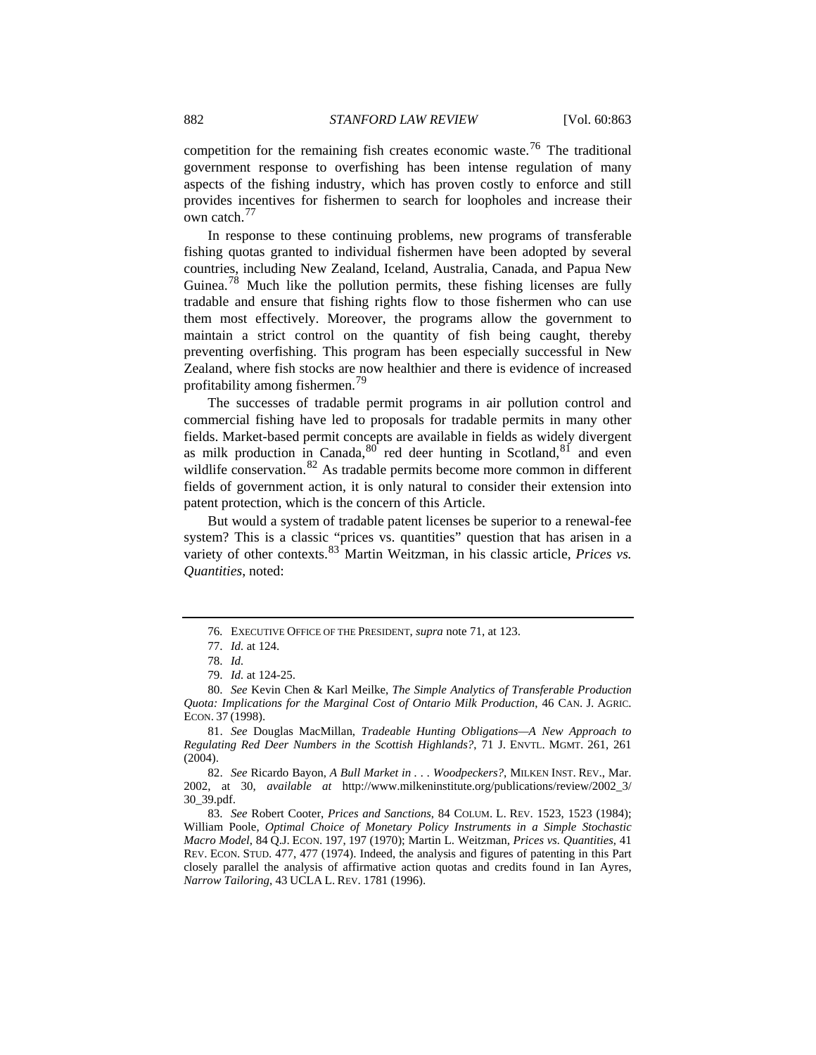competition for the remaining fish creates economic waste.[76] The traditional government response to overfishing has been intense regulation of many aspects of the fishing industry, which has proven costly to enforce and still provides incentives for fishermen to search for loopholes and increase their own catch.[77]

In response to these continuing problems, new programs of transferable fishing quotas granted to individual fishermen have been adopted by several countries, including New Zealand, Iceland, Australia, Canada, and Papua New Guinea.[78] Much like the pollution permits, these fishing licenses are fully tradable and ensure that fishing rights flow to those fishermen who can use them most effectively. Moreover, the programs allow the government to maintain a strict control on the quantity of fish being caught, thereby preventing overfishing. This program has been especially successful in New Zealand, where fish stocks are now healthier and there is evidence of increased profitability among fishermen.[79]

The successes of tradable permit programs in air pollution control and commercial fishing have led to proposals for tradable permits in many other fields. Market-based permit concepts are available in fields as widely divergent as milk production in Canada,[80] red deer hunting in Scotland,[81] and even wildlife conservation.[82] As tradable permits become more common in different fields of government action, it is only natural to consider their extension into patent protection, which is the concern of this Article.

But would a system of tradable patent licenses be superior to a renewal-fee system? This is a classic "prices vs. quantities" question that has arisen in a variety of other contexts.[83] Martin Weitzman, in his classic article, *Prices vs. Quantities*, noted:

---

76. EXECUTIVE OFFICE OF THE PRESIDENT, *supra* note 71, at 123.

77. *Id.* at 124.

78. *Id.*

79. *Id.* at 124-25.

80. *See* Kevin Chen & Karl Meilke, *The Simple Analytics of Transferable Production Quota: Implications for the Marginal Cost of Ontario Milk Production*, 46 CAN. J. AGRIC. ECON. 37 (1998).

81. *See* Douglas MacMillan, *Tradeable Hunting Obligations—A New Approach to Regulating Red Deer Numbers in the Scottish Highlands?*, 71 J. ENVTL. MGMT. 261, 261 (2004).

82. *See* Ricardo Bayon, *A Bull Market in . . . Woodpeckers?*, MILKEN INST. REV., Mar. 2002, at 30, *available at* http://www.milkeninstitute.org/publications/review/2002_3/30_39.pdf.

83. *See* Robert Cooter, *Prices and Sanctions*, 84 COLUM. L. REV. 1523, 1523 (1984); William Poole, *Optimal Choice of Monetary Policy Instruments in a Simple Stochastic Macro Model*, 84 Q.J. ECON. 197, 197 (1970); Martin L. Weitzman, *Prices vs. Quantities*, 41 REV. ECON. STUD. 477, 477 (1974). Indeed, the analysis and figures of patenting in this Part closely parallel the analysis of affirmative action quotas and credits found in Ian Ayres, *Narrow Tailoring*, 43 UCLA L. REV. 1781 (1996).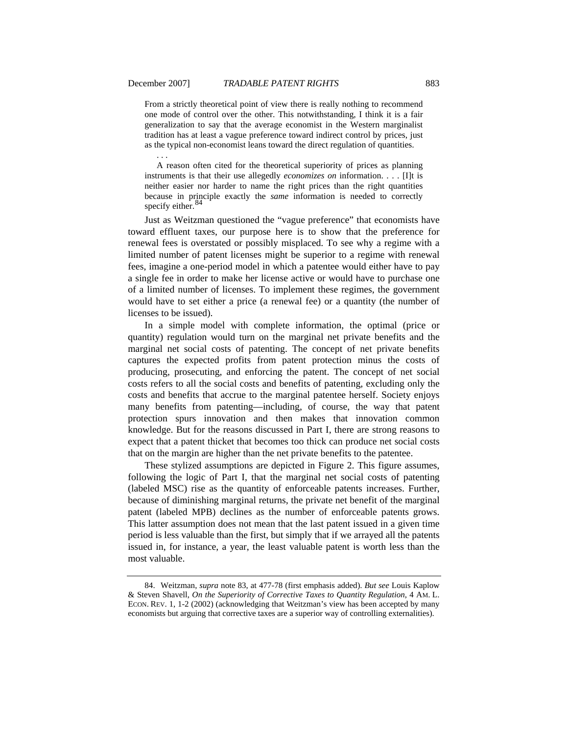> From a strictly theoretical point of view there is really nothing to recommend one mode of control over the other. This notwithstanding, I think it is a fair generalization to say that the average economist in the Western marginalist tradition has at least a vague preference toward indirect control by prices, just as the typical non-economist leans toward the direct regulation of quantities.
>
> . . .
>
> A reason often cited for the theoretical superiority of prices as planning instruments is that their use allegedly *economizes on* information. . . . [I]t is neither easier nor harder to name the right prices than the right quantities because in principle exactly the *same* information is needed to correctly specify either.[84]

Just as Weitzman questioned the "vague preference" that economists have toward effluent taxes, our purpose here is to show that the preference for renewal fees is overstated or possibly misplaced. To see why a regime with a limited number of patent licenses might be superior to a regime with renewal fees, imagine a one-period model in which a patentee would either have to pay a single fee in order to make her license active or would have to purchase one of a limited number of licenses. To implement these regimes, the government would have to set either a price (a renewal fee) or a quantity (the number of licenses to be issued).

In a simple model with complete information, the optimal (price or quantity) regulation would turn on the marginal net private benefits and the marginal net social costs of patenting. The concept of net private benefits captures the expected profits from patent protection minus the costs of producing, prosecuting, and enforcing the patent. The concept of net social costs refers to all the social costs and benefits of patenting, excluding only the costs and benefits that accrue to the marginal patentee herself. Society enjoys many benefits from patenting—including, of course, the way that patent protection spurs innovation and then makes that innovation common knowledge. But for the reasons discussed in Part I, there are strong reasons to expect that a patent thicket that becomes too thick can produce net social costs that on the margin are higher than the net private benefits to the patentee.

These stylized assumptions are depicted in Figure 2. This figure assumes, following the logic of Part I, that the marginal net social costs of patenting (labeled MSC) rise as the quantity of enforceable patents increases. Further, because of diminishing marginal returns, the private net benefit of the marginal patent (labeled MPB) declines as the number of enforceable patents grows. This latter assumption does not mean that the last patent issued in a given time period is less valuable than the first, but simply that if we arrayed all the patents issued in, for instance, a year, the least valuable patent is worth less than the most valuable.

---

84. Weitzman, *supra* note 83, at 477-78 (first emphasis added). *But see* Louis Kaplow & Steven Shavell, *On the Superiority of Corrective Taxes to Quantity Regulation*, 4 AM. L. ECON. REV. 1, 1-2 (2002) (acknowledging that Weitzman's view has been accepted by many economists but arguing that corrective taxes are a superior way of controlling externalities).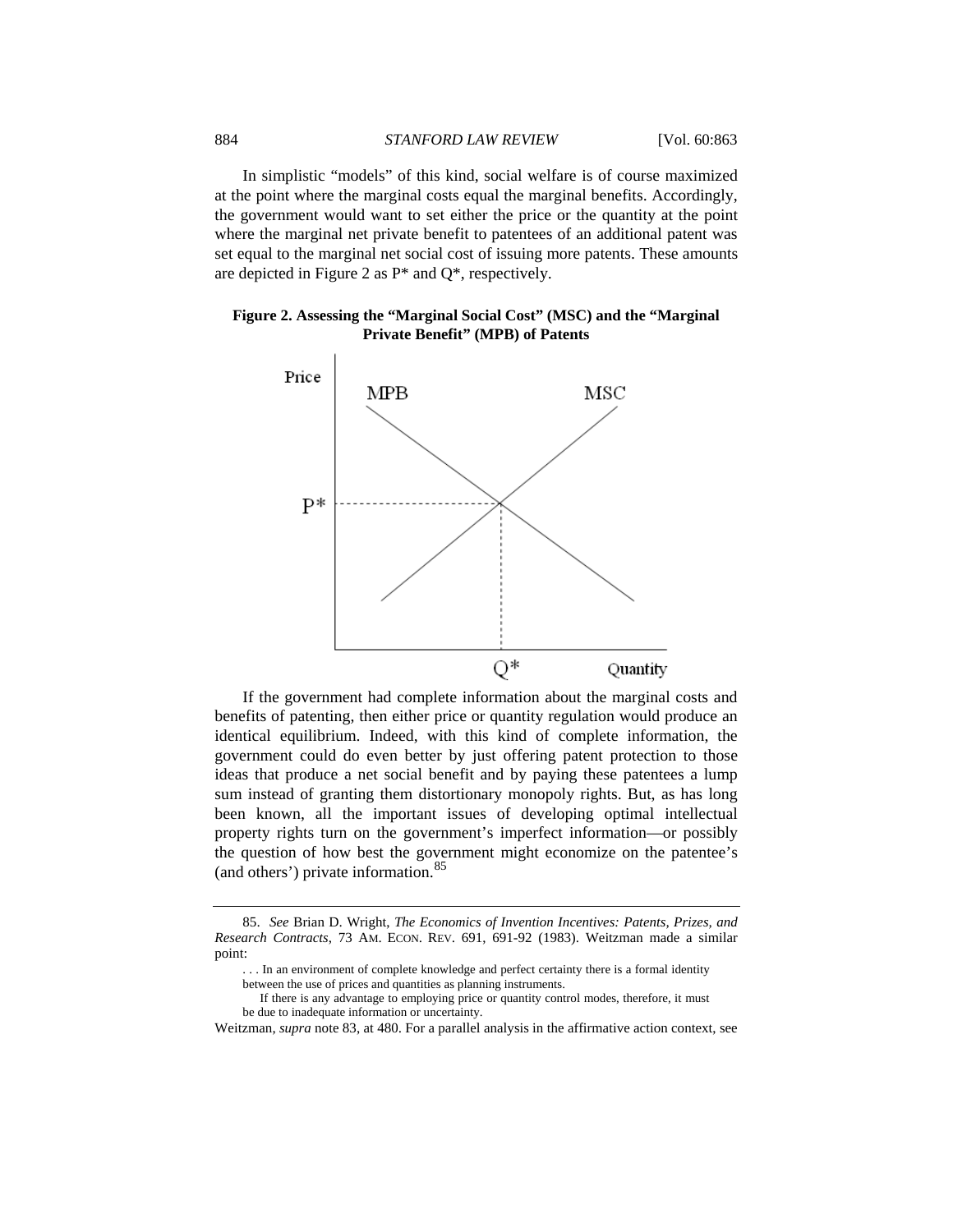In simplistic "models" of this kind, social welfare is of course maximized at the point where the marginal costs equal the marginal benefits. Accordingly, the government would want to set either the price or the quantity at the point where the marginal net private benefit to patentees of an additional patent was set equal to the marginal net social cost of issuing more patents. These amounts are depicted in Figure 2 as P* and Q*, respectively.

**Figure 2. Assessing the "Marginal Social Cost" (MSC) and the "Marginal Private Benefit" (MPB) of Patents**

If the government had complete information about the marginal costs and benefits of patenting, then either price or quantity regulation would produce an identical equilibrium. Indeed, with this kind of complete information, the government could do even better by just offering patent protection to those ideas that produce a net social benefit and by paying these patentees a lump sum instead of granting them distortionary monopoly rights. But, as has long been known, all the important issues of developing optimal intellectual property rights turn on the government's imperfect information—or possibly the question of how best the government might economize on the patentee's (and others') private information.[85]

---

85. *See* Brian D. Wright, *The Economics of Invention Incentives: Patents, Prizes, and Research Contracts*, 73 AM. ECON. REV. 691, 691-92 (1983). Weitzman made a similar point:

> . . . In an environment of complete knowledge and perfect certainty there is a formal identity between the use of prices and quantities as planning instruments.
>
> If there is any advantage to employing price or quantity control modes, therefore, it must be due to inadequate information or uncertainty.

Weitzman, *supra* note 83, at 480. For a parallel analysis in the affirmative action context, see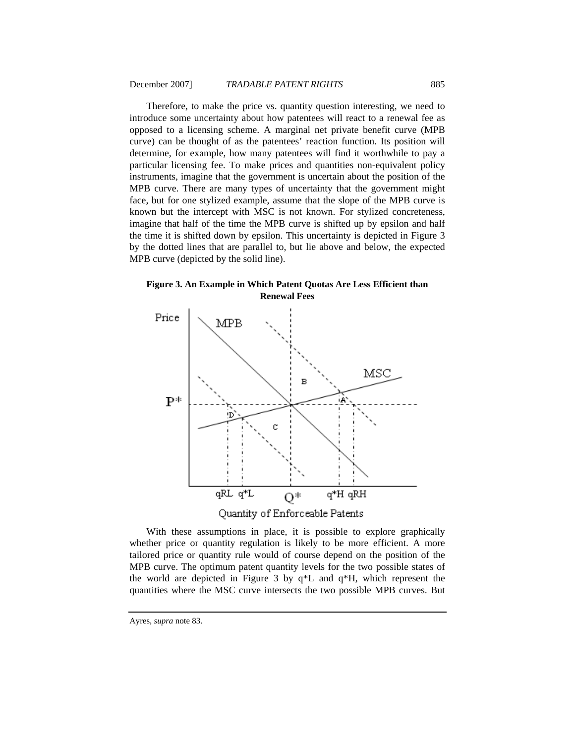Therefore, to make the price vs. quantity question interesting, we need to introduce some uncertainty about how patentees will react to a renewal fee as opposed to a licensing scheme. A marginal net private benefit curve (MPB curve) can be thought of as the patentees' reaction function. Its position will determine, for example, how many patentees will find it worthwhile to pay a particular licensing fee. To make prices and quantities non-equivalent policy instruments, imagine that the government is uncertain about the position of the MPB curve. There are many types of uncertainty that the government might face, but for one stylized example, assume that the slope of the MPB curve is known but the intercept with MSC is not known. For stylized concreteness, imagine that half of the time the MPB curve is shifted up by epsilon and half the time it is shifted down by epsilon. This uncertainty is depicted in Figure 3 by the dotted lines that are parallel to, but lie above and below, the expected MPB curve (depicted by the solid line).

**Figure 3. An Example in Which Patent Quotas Are Less Efficient than Renewal Fees**

With these assumptions in place, it is possible to explore graphically whether price or quantity regulation is likely to be more efficient. A more tailored price or quantity rule would of course depend on the position of the MPB curve. The optimum patent quantity levels for the two possible states of the world are depicted in Figure 3 by q*L and q*H, which represent the quantities where the MSC curve intersects the two possible MPB curves. But

Ayres, *supra* note 83.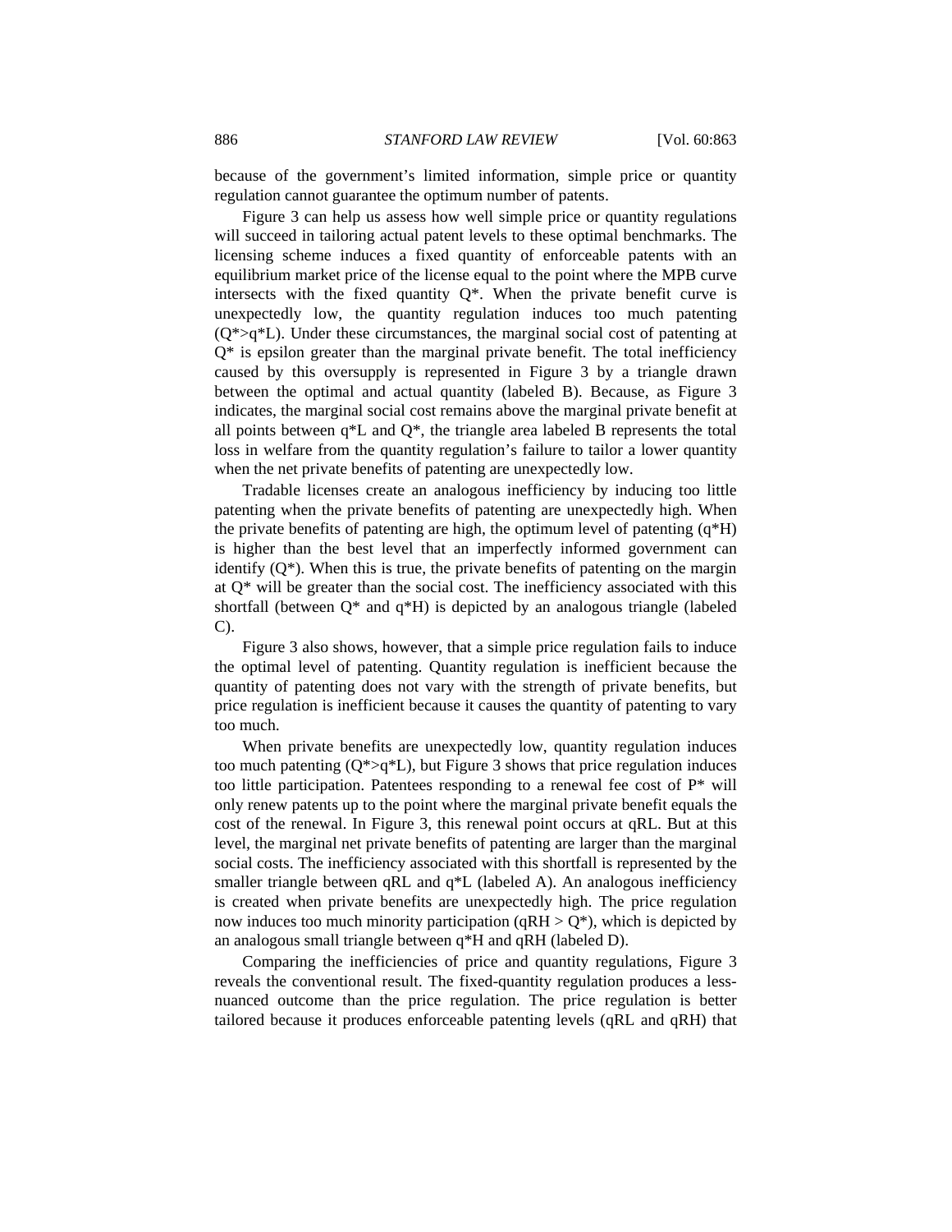because of the government's limited information, simple price or quantity regulation cannot guarantee the optimum number of patents.

Figure 3 can help us assess how well simple price or quantity regulations will succeed in tailoring actual patent levels to these optimal benchmarks. The licensing scheme induces a fixed quantity of enforceable patents with an equilibrium market price of the license equal to the point where the MPB curve intersects with the fixed quantity Q*. When the private benefit curve is unexpectedly low, the quantity regulation induces too much patenting (Q*>q*L). Under these circumstances, the marginal social cost of patenting at Q* is epsilon greater than the marginal private benefit. The total inefficiency caused by this oversupply is represented in Figure 3 by a triangle drawn between the optimal and actual quantity (labeled B). Because, as Figure 3 indicates, the marginal social cost remains above the marginal private benefit at all points between q*L and Q*, the triangle area labeled B represents the total loss in welfare from the quantity regulation's failure to tailor a lower quantity when the net private benefits of patenting are unexpectedly low.

Tradable licenses create an analogous inefficiency by inducing too little patenting when the private benefits of patenting are unexpectedly high. When the private benefits of patenting are high, the optimum level of patenting (q*H) is higher than the best level that an imperfectly informed government can identify (Q*). When this is true, the private benefits of patenting on the margin at Q* will be greater than the social cost. The inefficiency associated with this shortfall (between Q* and q*H) is depicted by an analogous triangle (labeled C).

Figure 3 also shows, however, that a simple price regulation fails to induce the optimal level of patenting. Quantity regulation is inefficient because the quantity of patenting does not vary with the strength of private benefits, but price regulation is inefficient because it causes the quantity of patenting to vary too much.

When private benefits are unexpectedly low, quantity regulation induces too much patenting (Q*>q*L), but Figure 3 shows that price regulation induces too little participation. Patentees responding to a renewal fee cost of P* will only renew patents up to the point where the marginal private benefit equals the cost of the renewal. In Figure 3, this renewal point occurs at qRL. But at this level, the marginal net private benefits of patenting are larger than the marginal social costs. The inefficiency associated with this shortfall is represented by the smaller triangle between qRL and q*L (labeled A). An analogous inefficiency is created when private benefits are unexpectedly high. The price regulation now induces too much minority participation (qRH > Q*), which is depicted by an analogous small triangle between q*H and qRH (labeled D).

Comparing the inefficiencies of price and quantity regulations, Figure 3 reveals the conventional result. The fixed-quantity regulation produces a less-nuanced outcome than the price regulation. The price regulation is better tailored because it produces enforceable patenting levels (qRL and qRH) that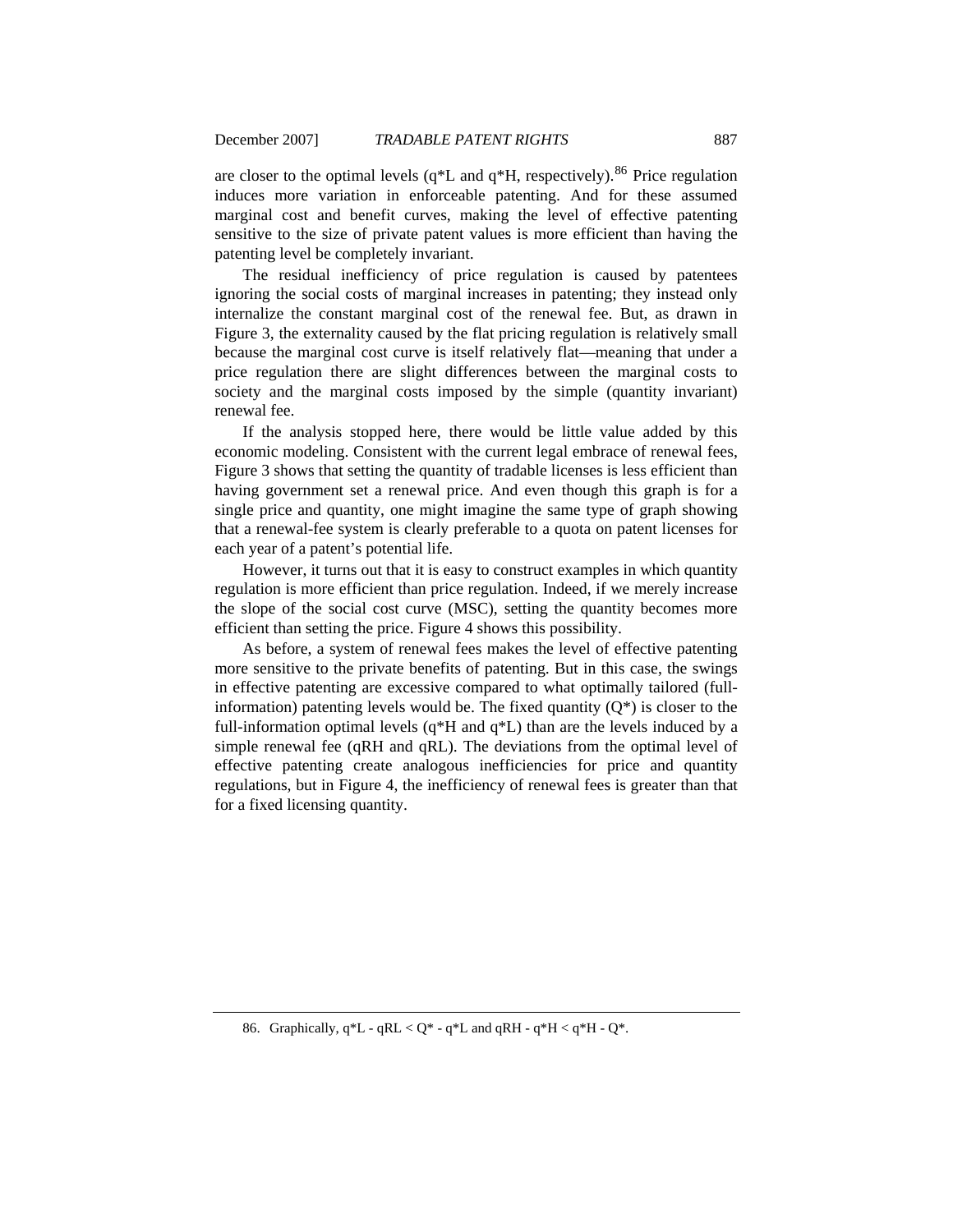are closer to the optimal levels ($q^*L$ and $q^*H$, respectively).[86] Price regulation induces more variation in enforceable patenting. And for these assumed marginal cost and benefit curves, making the level of effective patenting sensitive to the size of private patent values is more efficient than having the patenting level be completely invariant.

The residual inefficiency of price regulation is caused by patentees ignoring the social costs of marginal increases in patenting; they instead only internalize the constant marginal cost of the renewal fee. But, as drawn in Figure 3, the externality caused by the flat pricing regulation is relatively small because the marginal cost curve is itself relatively flat—meaning that under a price regulation there are slight differences between the marginal costs to society and the marginal costs imposed by the simple (quantity invariant) renewal fee.

If the analysis stopped here, there would be little value added by this economic modeling. Consistent with the current legal embrace of renewal fees, Figure 3 shows that setting the quantity of tradable licenses is less efficient than having government set a renewal price. And even though this graph is for a single price and quantity, one might imagine the same type of graph showing that a renewal-fee system is clearly preferable to a quota on patent licenses for each year of a patent's potential life.

However, it turns out that it is easy to construct examples in which quantity regulation is more efficient than price regulation. Indeed, if we merely increase the slope of the social cost curve (MSC), setting the quantity becomes more efficient than setting the price. Figure 4 shows this possibility.

As before, a system of renewal fees makes the level of effective patenting more sensitive to the private benefits of patenting. But in this case, the swings in effective patenting are excessive compared to what optimally tailored (full-information) patenting levels would be. The fixed quantity ($Q^*$) is closer to the full-information optimal levels ($q^*H$ and $q^*L$) than are the levels induced by a simple renewal fee ($qRH$ and $qRL$). The deviations from the optimal level of effective patenting create analogous inefficiencies for price and quantity regulations, but in Figure 4, the inefficiency of renewal fees is greater than that for a fixed licensing quantity.

---

86. Graphically, $q^*L - qRL < Q^* - q^*L$ and $qRH - q^*H < q^*H - Q^*$.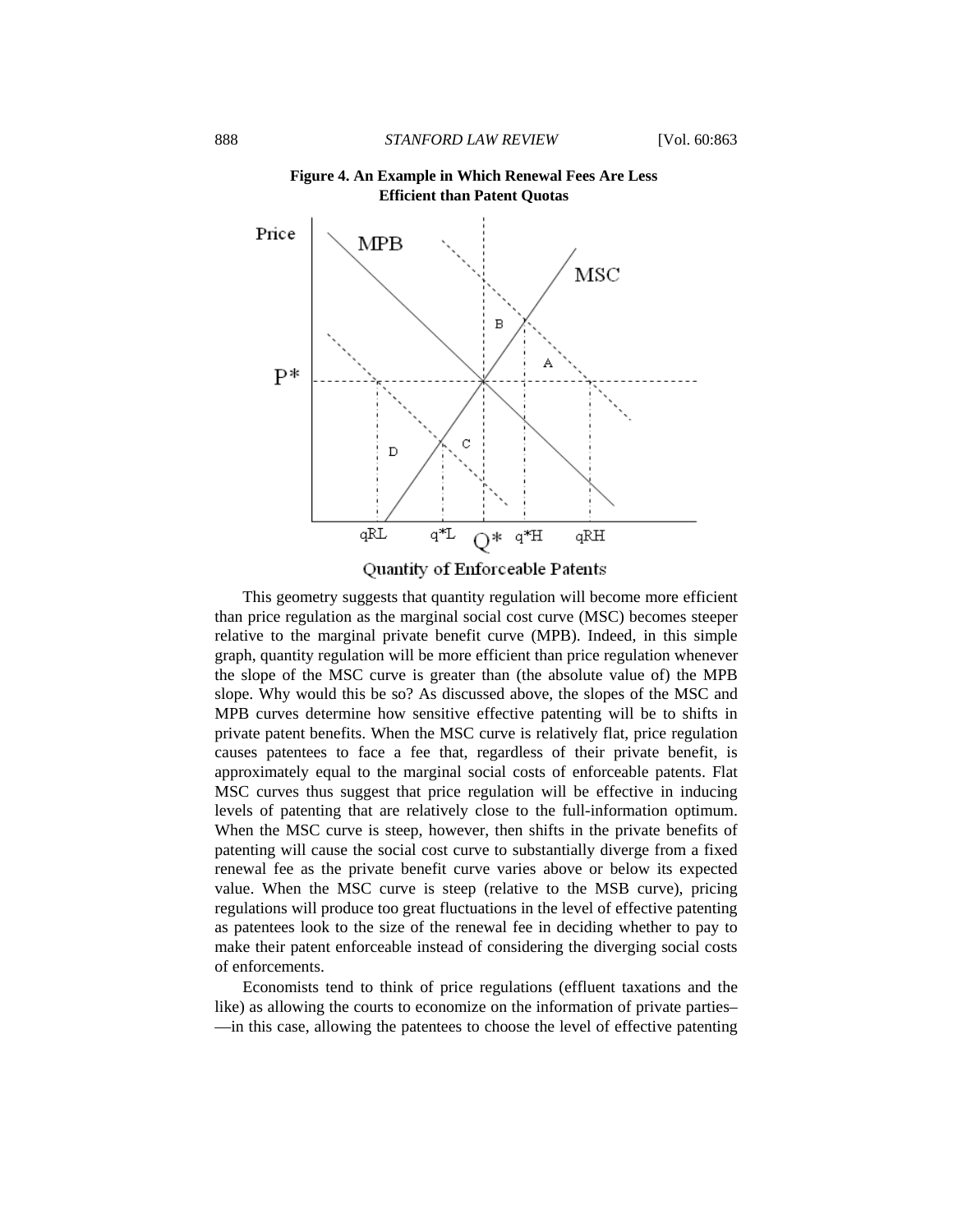**Figure 4. An Example in Which Renewal Fees Are Less Efficient than Patent Quotas**

This geometry suggests that quantity regulation will become more efficient than price regulation as the marginal social cost curve (MSC) becomes steeper relative to the marginal private benefit curve (MPB). Indeed, in this simple graph, quantity regulation will be more efficient than price regulation whenever the slope of the MSC curve is greater than (the absolute value of) the MPB slope. Why would this be so? As discussed above, the slopes of the MSC and MPB curves determine how sensitive effective patenting will be to shifts in private patent benefits. When the MSC curve is relatively flat, price regulation causes patentees to face a fee that, regardless of their private benefit, is approximately equal to the marginal social costs of enforceable patents. Flat MSC curves thus suggest that price regulation will be effective in inducing levels of patenting that are relatively close to the full-information optimum. When the MSC curve is steep, however, then shifts in the private benefits of patenting will cause the social cost curve to substantially diverge from a fixed renewal fee as the private benefit curve varies above or below its expected value. When the MSC curve is steep (relative to the MSB curve), pricing regulations will produce too great fluctuations in the level of effective patenting as patentees look to the size of the renewal fee in deciding whether to pay to make their patent enforceable instead of considering the diverging social costs of enforcements.

Economists tend to think of price regulations (effluent taxations and the like) as allowing the courts to economize on the information of private parties––in this case, allowing the patentees to choose the level of effective patenting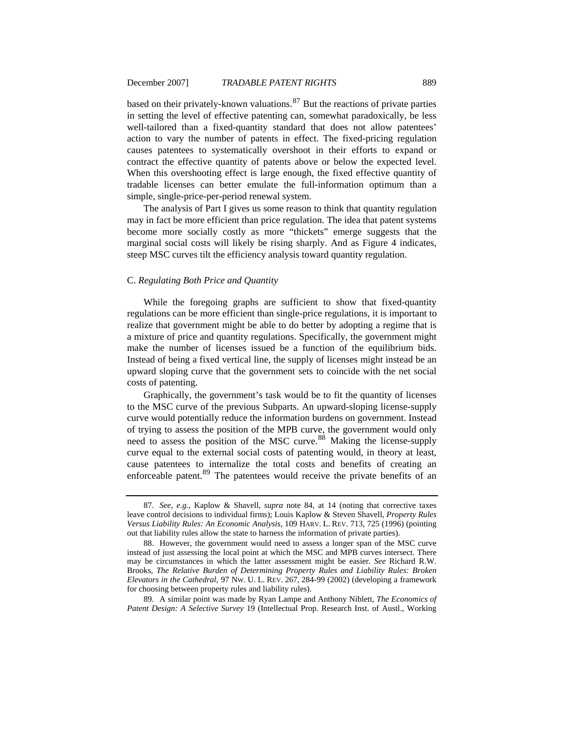based on their privately-known valuations.[87] But the reactions of private parties in setting the level of effective patenting can, somewhat paradoxically, be less well-tailored than a fixed-quantity standard that does not allow patentees' action to vary the number of patents in effect. The fixed-pricing regulation causes patentees to systematically overshoot in their efforts to expand or contract the effective quantity of patents above or below the expected level. When this overshooting effect is large enough, the fixed effective quantity of tradable licenses can better emulate the full-information optimum than a simple, single-price-per-period renewal system.

The analysis of Part I gives us some reason to think that quantity regulation may in fact be more efficient than price regulation. The idea that patent systems become more socially costly as more "thickets" emerge suggests that the marginal social costs will likely be rising sharply. And as Figure 4 indicates, steep MSC curves tilt the efficiency analysis toward quantity regulation.

### C. *Regulating Both Price and Quantity*

While the foregoing graphs are sufficient to show that fixed-quantity regulations can be more efficient than single-price regulations, it is important to realize that government might be able to do better by adopting a regime that is a mixture of price and quantity regulations. Specifically, the government might make the number of licenses issued be a function of the equilibrium bids. Instead of being a fixed vertical line, the supply of licenses might instead be an upward sloping curve that the government sets to coincide with the net social costs of patenting.

Graphically, the government's task would be to fit the quantity of licenses to the MSC curve of the previous Subparts. An upward-sloping license-supply curve would potentially reduce the information burdens on government. Instead of trying to assess the position of the MPB curve, the government would only need to assess the position of the MSC curve.[88] Making the license-supply curve equal to the external social costs of patenting would, in theory at least, cause patentees to internalize the total costs and benefits of creating an enforceable patent.[89] The patentees would receive the private benefits of an

---

87. *See, e.g.*, Kaplow & Shavell, *supra* note 84, at 14 (noting that corrective taxes leave control decisions to individual firms); Louis Kaplow & Steven Shavell, *Property Rules Versus Liability Rules: An Economic Analysis*, 109 HARV. L. REV. 713, 725 (1996) (pointing out that liability rules allow the state to harness the information of private parties).

88. However, the government would need to assess a longer span of the MSC curve instead of just assessing the local point at which the MSC and MPB curves intersect. There may be circumstances in which the latter assessment might be easier. *See* Richard R.W. Brooks, *The Relative Burden of Determining Property Rules and Liability Rules: Broken Elevators in the Cathedral*, 97 NW. U. L. REV. 267, 284-99 (2002) (developing a framework for choosing between property rules and liability rules).

89. A similar point was made by Ryan Lampe and Anthony Niblett, *The Economics of Patent Design: A Selective Survey* 19 (Intellectual Prop. Research Inst. of Austl., Working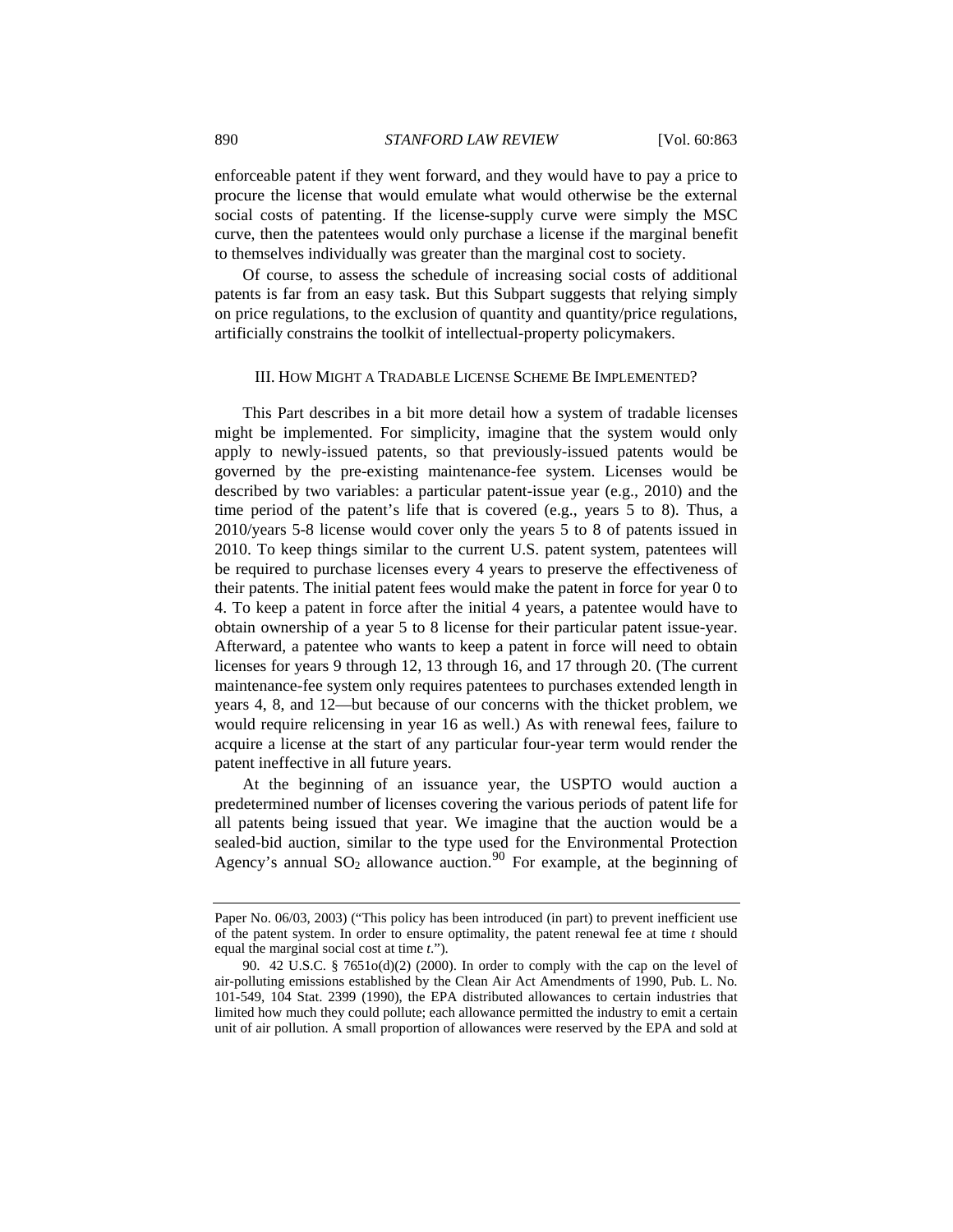enforceable patent if they went forward, and they would have to pay a price to procure the license that would emulate what would otherwise be the external social costs of patenting. If the license-supply curve were simply the MSC curve, then the patentees would only purchase a license if the marginal benefit to themselves individually was greater than the marginal cost to society.

Of course, to assess the schedule of increasing social costs of additional patents is far from an easy task. But this Subpart suggests that relying simply on price regulations, to the exclusion of quantity and quantity/price regulations, artificially constrains the toolkit of intellectual-property policymakers.

## III. How Might a Tradable License Scheme Be Implemented?

This Part describes in a bit more detail how a system of tradable licenses might be implemented. For simplicity, imagine that the system would only apply to newly-issued patents, so that previously-issued patents would be governed by the pre-existing maintenance-fee system. Licenses would be described by two variables: a particular patent-issue year (e.g., 2010) and the time period of the patent's life that is covered (e.g., years 5 to 8). Thus, a 2010/years 5-8 license would cover only the years 5 to 8 of patents issued in 2010. To keep things similar to the current U.S. patent system, patentees will be required to purchase licenses every 4 years to preserve the effectiveness of their patents. The initial patent fees would make the patent in force for year 0 to 4. To keep a patent in force after the initial 4 years, a patentee would have to obtain ownership of a year 5 to 8 license for their particular patent issue-year. Afterward, a patentee who wants to keep a patent in force will need to obtain licenses for years 9 through 12, 13 through 16, and 17 through 20. (The current maintenance-fee system only requires patentees to purchases extended length in years 4, 8, and 12—but because of our concerns with the thicket problem, we would require relicensing in year 16 as well.) As with renewal fees, failure to acquire a license at the start of any particular four-year term would render the patent ineffective in all future years.

At the beginning of an issuance year, the USPTO would auction a predetermined number of licenses covering the various periods of patent life for all patents being issued that year. We imagine that the auction would be a sealed-bid auction, similar to the type used for the Environmental Protection Agency's annual $SO_2$ allowance auction.[90] For example, at the beginning of

---

Paper No. 06/03, 2003) ("This policy has been introduced (in part) to prevent inefficient use of the patent system. In order to ensure optimality, the patent renewal fee at time *t* should equal the marginal social cost at time *t*.").

90. 42 U.S.C. § 7651o(d)(2) (2000). In order to comply with the cap on the level of air-polluting emissions established by the Clean Air Act Amendments of 1990, Pub. L. No. 101-549, 104 Stat. 2399 (1990), the EPA distributed allowances to certain industries that limited how much they could pollute; each allowance permitted the industry to emit a certain unit of air pollution. A small proportion of allowances were reserved by the EPA and sold at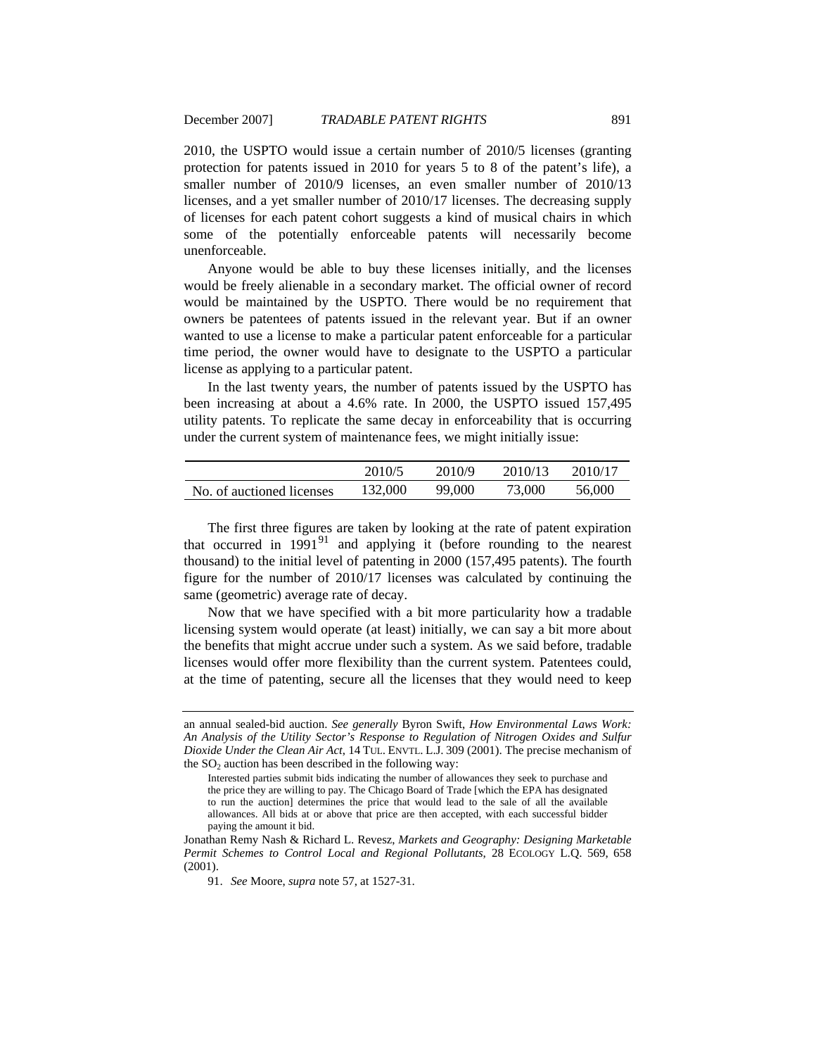2010, the USPTO would issue a certain number of 2010/5 licenses (granting protection for patents issued in 2010 for years 5 to 8 of the patent's life), a smaller number of 2010/9 licenses, an even smaller number of 2010/13 licenses, and a yet smaller number of 2010/17 licenses. The decreasing supply of licenses for each patent cohort suggests a kind of musical chairs in which some of the potentially enforceable patents will necessarily become unenforceable.

Anyone would be able to buy these licenses initially, and the licenses would be freely alienable in a secondary market. The official owner of record would be maintained by the USPTO. There would be no requirement that owners be patentees of patents issued in the relevant year. But if an owner wanted to use a license to make a particular patent enforceable for a particular time period, the owner would have to designate to the USPTO a particular license as applying to a particular patent.

In the last twenty years, the number of patents issued by the USPTO has been increasing at about a 4.6% rate. In 2000, the USPTO issued 157,495 utility patents. To replicate the same decay in enforceability that is occurring under the current system of maintenance fees, we might initially issue:

| | 2010/5 | 2010/9 | 2010/13 | 2010/17 |
|---|---|---|---|---|
| No. of auctioned licenses | 132,000 | 99,000 | 73,000 | 56,000 |

The first three figures are taken by looking at the rate of patent expiration that occurred in 1991[91] and applying it (before rounding to the nearest thousand) to the initial level of patenting in 2000 (157,495 patents). The fourth figure for the number of 2010/17 licenses was calculated by continuing the same (geometric) average rate of decay.

Now that we have specified with a bit more particularity how a tradable licensing system would operate (at least) initially, we can say a bit more about the benefits that might accrue under such a system. As we said before, tradable licenses would offer more flexibility than the current system. Patentees could, at the time of patenting, secure all the licenses that they would need to keep

---

an annual sealed-bid auction. *See generally* Byron Swift, *How Environmental Laws Work: An Analysis of the Utility Sector's Response to Regulation of Nitrogen Oxides and Sulfur Dioxide Under the Clean Air Act*, 14 TUL. ENVTL. L.J. 309 (2001). The precise mechanism of the $SO_2$ auction has been described in the following way:

> Interested parties submit bids indicating the number of allowances they seek to purchase and the price they are willing to pay. The Chicago Board of Trade [which the EPA has designated to run the auction] determines the price that would lead to the sale of all the available allowances. All bids at or above that price are then accepted, with each successful bidder paying the amount it bid.

Jonathan Remy Nash & Richard L. Revesz, *Markets and Geography: Designing Marketable Permit Schemes to Control Local and Regional Pollutants*, 28 ECOLOGY L.Q. 569, 658 (2001).

91. *See* Moore, *supra* note 57, at 1527-31.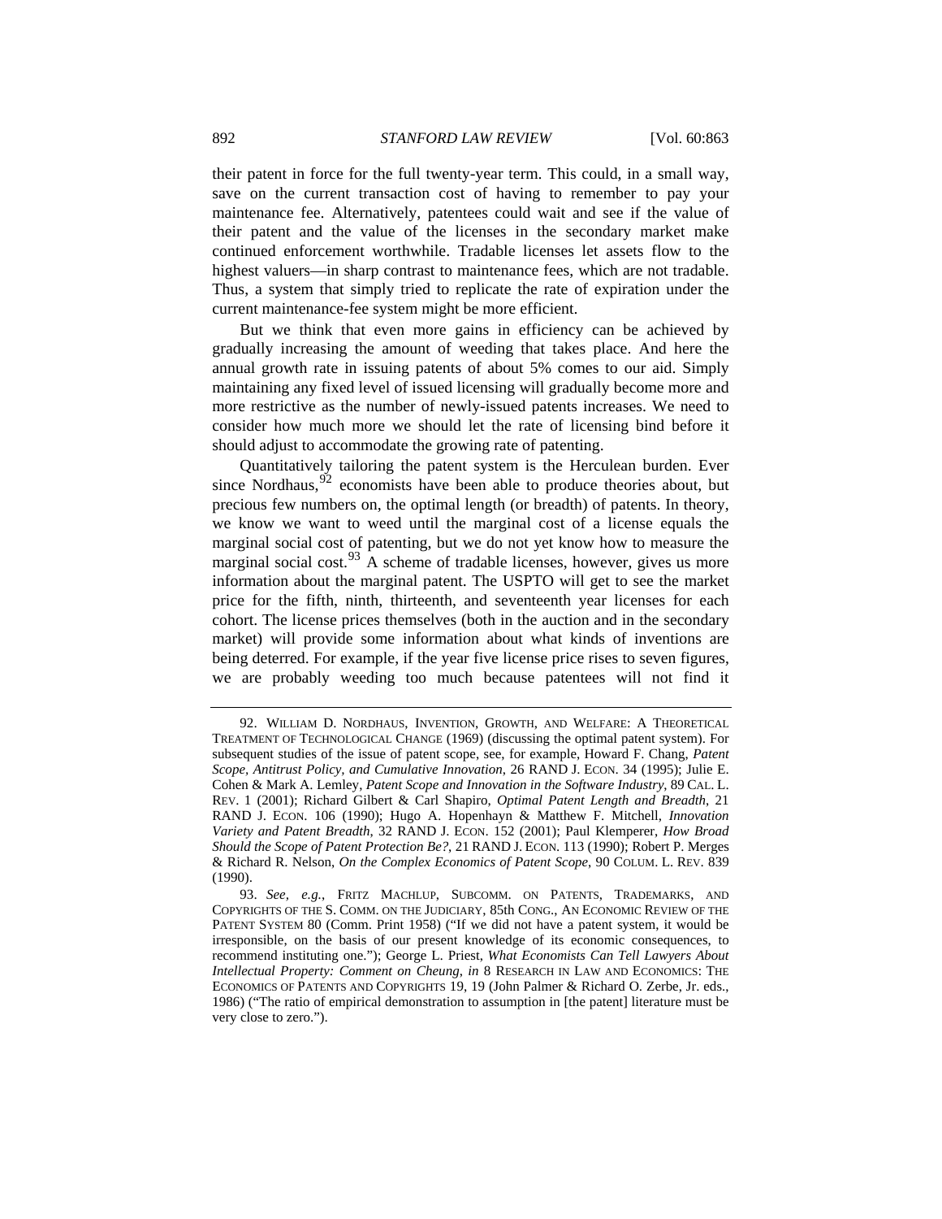their patent in force for the full twenty-year term. This could, in a small way, save on the current transaction cost of having to remember to pay your maintenance fee. Alternatively, patentees could wait and see if the value of their patent and the value of the licenses in the secondary market make continued enforcement worthwhile. Tradable licenses let assets flow to the highest valuers—in sharp contrast to maintenance fees, which are not tradable. Thus, a system that simply tried to replicate the rate of expiration under the current maintenance-fee system might be more efficient.

But we think that even more gains in efficiency can be achieved by gradually increasing the amount of weeding that takes place. And here the annual growth rate in issuing patents of about 5% comes to our aid. Simply maintaining any fixed level of issued licensing will gradually become more and more restrictive as the number of newly-issued patents increases. We need to consider how much more we should let the rate of licensing bind before it should adjust to accommodate the growing rate of patenting.

Quantitatively tailoring the patent system is the Herculean burden. Ever since Nordhaus,[92] economists have been able to produce theories about, but precious few numbers on, the optimal length (or breadth) of patents. In theory, we know we want to weed until the marginal cost of a license equals the marginal social cost of patenting, but we do not yet know how to measure the marginal social cost.[93] A scheme of tradable licenses, however, gives us more information about the marginal patent. The USPTO will get to see the market price for the fifth, ninth, thirteenth, and seventeenth year licenses for each cohort. The license prices themselves (both in the auction and in the secondary market) will provide some information about what kinds of inventions are being deterred. For example, if the year five license price rises to seven figures, we are probably weeding too much because patentees will not find it

---

92. WILLIAM D. NORDHAUS, INVENTION, GROWTH, AND WELFARE: A THEORETICAL TREATMENT OF TECHNOLOGICAL CHANGE (1969) (discussing the optimal patent system). For subsequent studies of the issue of patent scope, see, for example, Howard F. Chang, *Patent Scope, Antitrust Policy, and Cumulative Innovation*, 26 RAND J. ECON. 34 (1995); Julie E. Cohen & Mark A. Lemley, *Patent Scope and Innovation in the Software Industry*, 89 CAL. L. REV. 1 (2001); Richard Gilbert & Carl Shapiro, *Optimal Patent Length and Breadth*, 21 RAND J. ECON. 106 (1990); Hugo A. Hopenhayn & Matthew F. Mitchell, *Innovation Variety and Patent Breadth*, 32 RAND J. ECON. 152 (2001); Paul Klemperer, *How Broad Should the Scope of Patent Protection Be?*, 21 RAND J. ECON. 113 (1990); Robert P. Merges & Richard R. Nelson, *On the Complex Economics of Patent Scope*, 90 COLUM. L. REV. 839 (1990).

93. *See, e.g.*, FRITZ MACHLUP, SUBCOMM. ON PATENTS, TRADEMARKS, AND COPYRIGHTS OF THE S. COMM. ON THE JUDICIARY, 85th CONG., AN ECONOMIC REVIEW OF THE PATENT SYSTEM 80 (Comm. Print 1958) ("If we did not have a patent system, it would be irresponsible, on the basis of our present knowledge of its economic consequences, to recommend instituting one."); George L. Priest, *What Economists Can Tell Lawyers About Intellectual Property: Comment on Cheung*, *in* 8 RESEARCH IN LAW AND ECONOMICS: THE ECONOMICS OF PATENTS AND COPYRIGHTS 19, 19 (John Palmer & Richard O. Zerbe, Jr. eds., 1986) ("The ratio of empirical demonstration to assumption in [the patent] literature must be very close to zero.").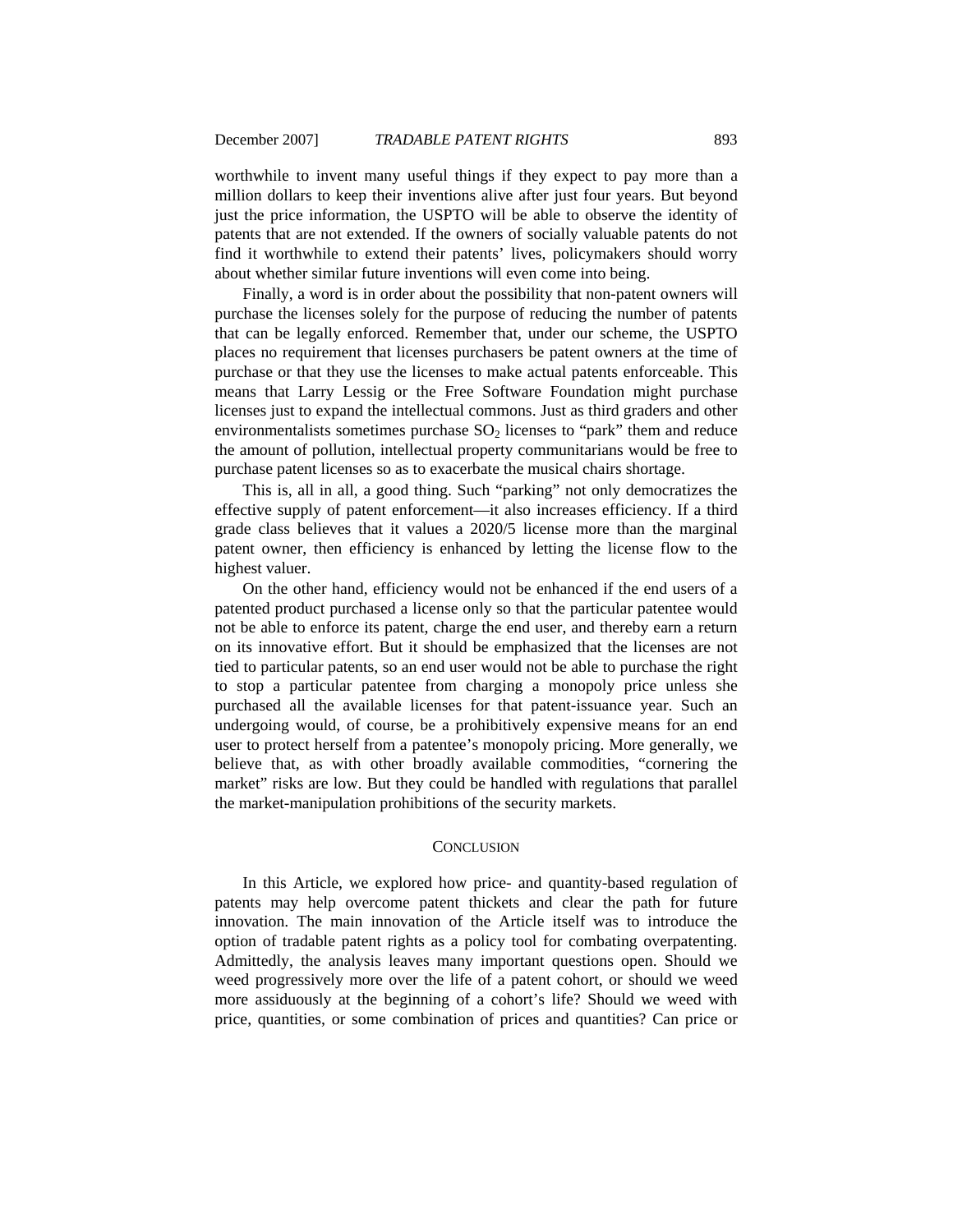worthwhile to invent many useful things if they expect to pay more than a million dollars to keep their inventions alive after just four years. But beyond just the price information, the USPTO will be able to observe the identity of patents that are not extended. If the owners of socially valuable patents do not find it worthwhile to extend their patents' lives, policymakers should worry about whether similar future inventions will even come into being.

Finally, a word is in order about the possibility that non-patent owners will purchase the licenses solely for the purpose of reducing the number of patents that can be legally enforced. Remember that, under our scheme, the USPTO places no requirement that licenses purchasers be patent owners at the time of purchase or that they use the licenses to make actual patents enforceable. This means that Larry Lessig or the Free Software Foundation might purchase licenses just to expand the intellectual commons. Just as third graders and other environmentalists sometimes purchase $SO_2$ licenses to "park" them and reduce the amount of pollution, intellectual property communitarians would be free to purchase patent licenses so as to exacerbate the musical chairs shortage.

This is, all in all, a good thing. Such "parking" not only democratizes the effective supply of patent enforcement—it also increases efficiency. If a third grade class believes that it values a 2020/5 license more than the marginal patent owner, then efficiency is enhanced by letting the license flow to the highest valuer.

On the other hand, efficiency would not be enhanced if the end users of a patented product purchased a license only so that the particular patentee would not be able to enforce its patent, charge the end user, and thereby earn a return on its innovative effort. But it should be emphasized that the licenses are not tied to particular patents, so an end user would not be able to purchase the right to stop a particular patentee from charging a monopoly price unless she purchased all the available licenses for that patent-issuance year. Such an undergoing would, of course, be a prohibitively expensive means for an end user to protect herself from a patentee's monopoly pricing. More generally, we believe that, as with other broadly available commodities, "cornering the market" risks are low. But they could be handled with regulations that parallel the market-manipulation prohibitions of the security markets.

## CONCLUSION

In this Article, we explored how price- and quantity-based regulation of patents may help overcome patent thickets and clear the path for future innovation. The main innovation of the Article itself was to introduce the option of tradable patent rights as a policy tool for combating overpatenting. Admittedly, the analysis leaves many important questions open. Should we weed progressively more over the life of a patent cohort, or should we weed more assiduously at the beginning of a cohort's life? Should we weed with price, quantities, or some combination of prices and quantities? Can price or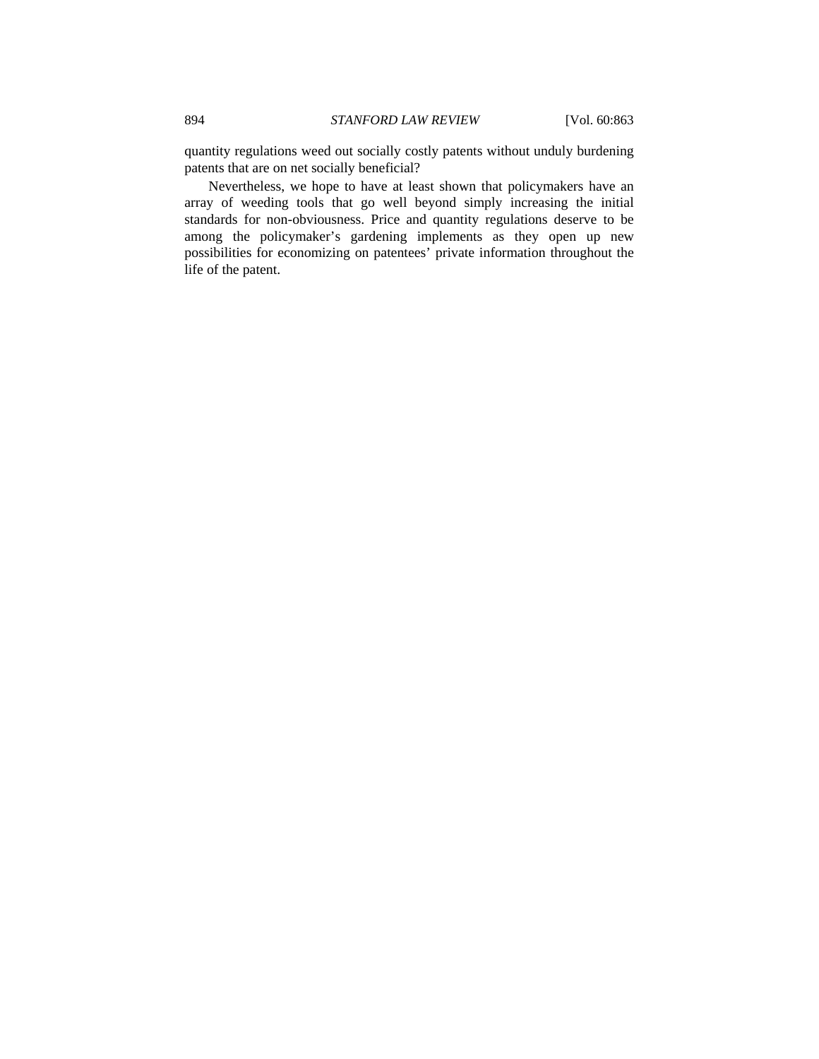quantity regulations weed out socially costly patents without unduly burdening patents that are on net socially beneficial?

Nevertheless, we hope to have at least shown that policymakers have an array of weeding tools that go well beyond simply increasing the initial standards for non-obviousness. Price and quantity regulations deserve to be among the policymaker's gardening implements as they open up new possibilities for economizing on patentees' private information throughout the life of the patent.